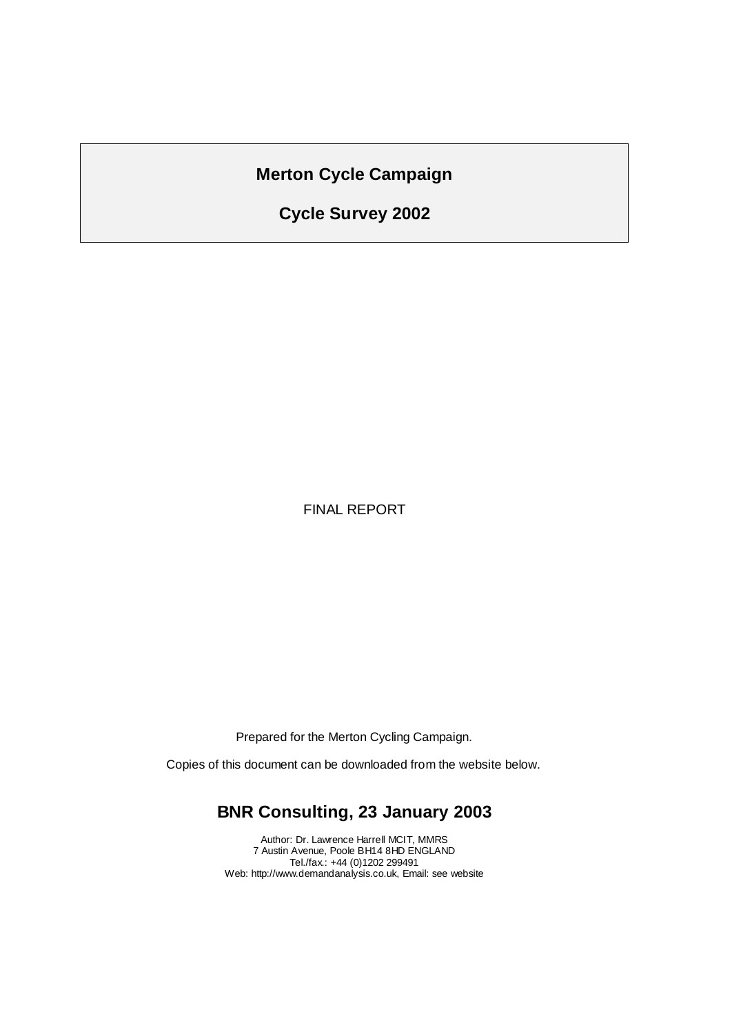# Merton Cycle Campaign

## Cycle Survey 2002

FINAL REPORT

Prepared for the Merton Cycling Campaign.

Copies of this document can be downloaded from the website below.

**BNR Consulting, 23 January 2003**

Author: Dr. Lawrence Harrell MCIT, MMRS
7 Austin Avenue, Poole BH14 8HD ENGLAND
Tel./fax.: +44 (0)1202 299491
Web: http://www.demandanalysis.co.uk, Email: see website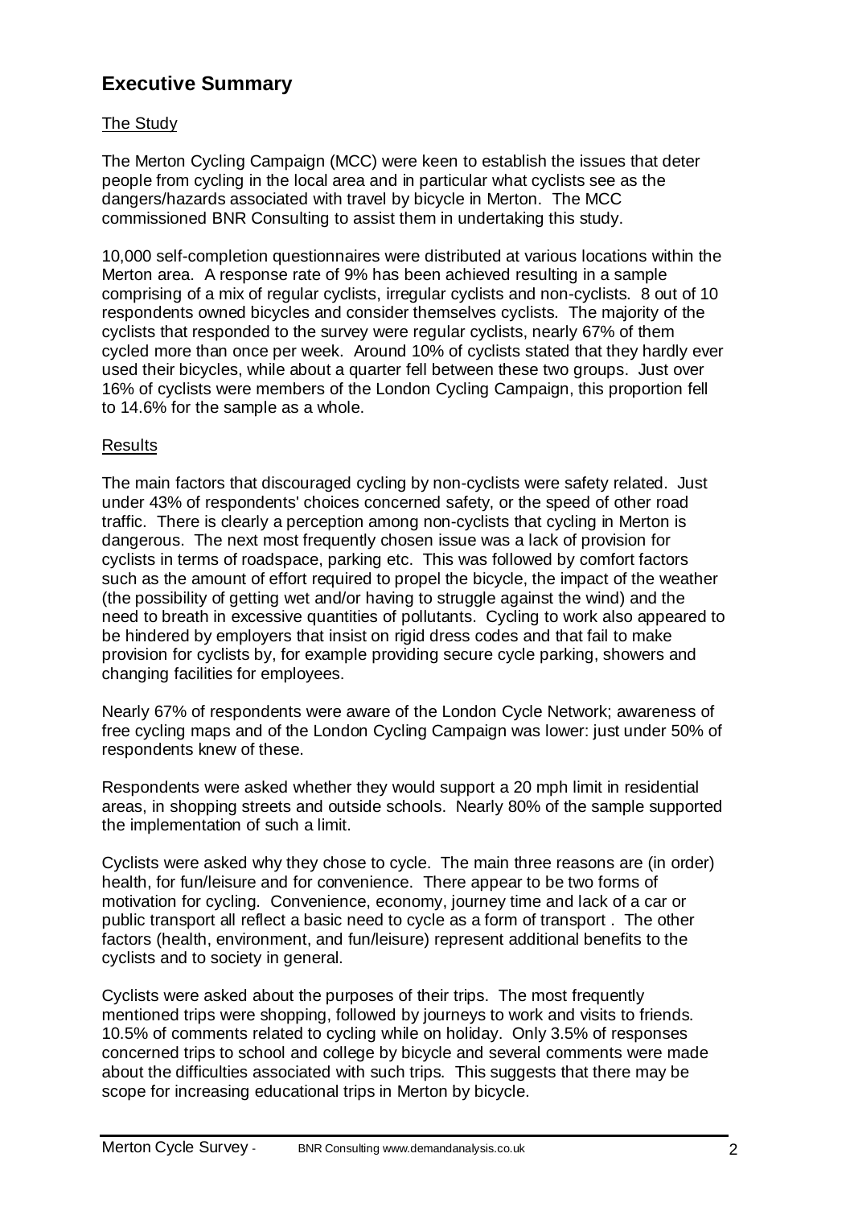## Executive Summary

### The Study

The Merton Cycling Campaign (MCC) were keen to establish the issues that deter people from cycling in the local area and in particular what cyclists see as the dangers/hazards associated with travel by bicycle in Merton. The MCC commissioned BNR Consulting to assist them in undertaking this study.

10,000 self-completion questionnaires were distributed at various locations within the Merton area. A response rate of 9% has been achieved resulting in a sample comprising of a mix of regular cyclists, irregular cyclists and non-cyclists. 8 out of 10 respondents owned bicycles and consider themselves cyclists. The majority of the cyclists that responded to the survey were regular cyclists, nearly 67% of them cycled more than once per week. Around 10% of cyclists stated that they hardly ever used their bicycles, while about a quarter fell between these two groups. Just over 16% of cyclists were members of the London Cycling Campaign, this proportion fell to 14.6% for the sample as a whole.

### Results

The main factors that discouraged cycling by non-cyclists were safety related. Just under 43% of respondents' choices concerned safety, or the speed of other road traffic. There is clearly a perception among non-cyclists that cycling in Merton is dangerous. The next most frequently chosen issue was a lack of provision for cyclists in terms of roadspace, parking etc. This was followed by comfort factors such as the amount of effort required to propel the bicycle, the impact of the weather (the possibility of getting wet and/or having to struggle against the wind) and the need to breath in excessive quantities of pollutants. Cycling to work also appeared to be hindered by employers that insist on rigid dress codes and that fail to make provision for cyclists by, for example providing secure cycle parking, showers and changing facilities for employees.

Nearly 67% of respondents were aware of the London Cycle Network; awareness of free cycling maps and of the London Cycling Campaign was lower: just under 50% of respondents knew of these.

Respondents were asked whether they would support a 20 mph limit in residential areas, in shopping streets and outside schools. Nearly 80% of the sample supported the implementation of such a limit.

Cyclists were asked why they chose to cycle. The main three reasons are (in order) health, for fun/leisure and for convenience. There appear to be two forms of motivation for cycling. Convenience, economy, journey time and lack of a car or public transport all reflect a basic need to cycle as a form of transport . The other factors (health, environment, and fun/leisure) represent additional benefits to the cyclists and to society in general.

Cyclists were asked about the purposes of their trips. The most frequently mentioned trips were shopping, followed by journeys to work and visits to friends. 10.5% of comments related to cycling while on holiday. Only 3.5% of responses concerned trips to school and college by bicycle and several comments were made about the difficulties associated with such trips. This suggests that there may be scope for increasing educational trips in Merton by bicycle.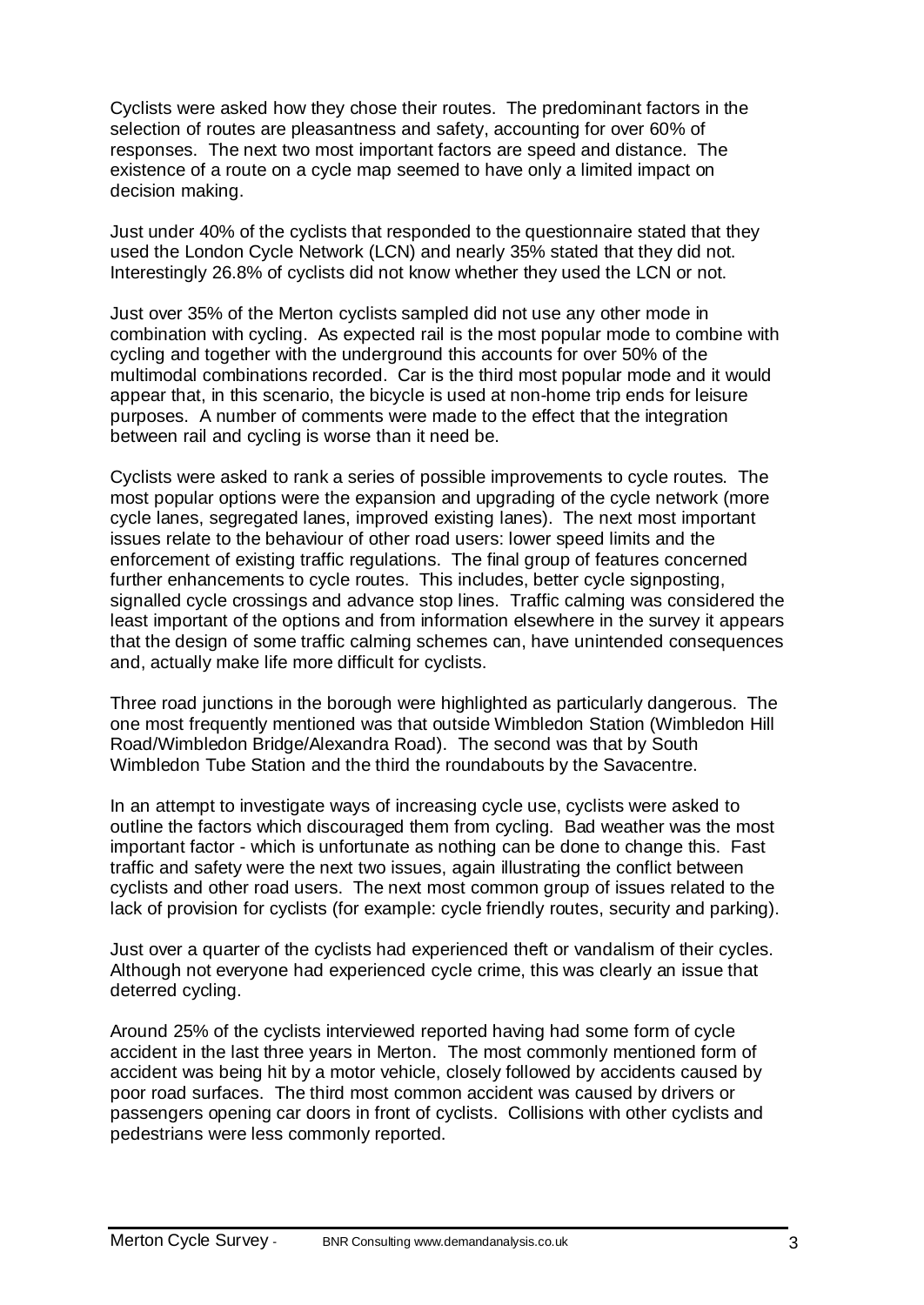Cyclists were asked how they chose their routes. The predominant factors in the selection of routes are pleasantness and safety, accounting for over 60% of responses. The next two most important factors are speed and distance. The existence of a route on a cycle map seemed to have only a limited impact on decision making.

Just under 40% of the cyclists that responded to the questionnaire stated that they used the London Cycle Network (LCN) and nearly 35% stated that they did not. Interestingly 26.8% of cyclists did not know whether they used the LCN or not.

Just over 35% of the Merton cyclists sampled did not use any other mode in combination with cycling. As expected rail is the most popular mode to combine with cycling and together with the underground this accounts for over 50% of the multimodal combinations recorded. Car is the third most popular mode and it would appear that, in this scenario, the bicycle is used at non-home trip ends for leisure purposes. A number of comments were made to the effect that the integration between rail and cycling is worse than it need be.

Cyclists were asked to rank a series of possible improvements to cycle routes. The most popular options were the expansion and upgrading of the cycle network (more cycle lanes, segregated lanes, improved existing lanes). The next most important issues relate to the behaviour of other road users: lower speed limits and the enforcement of existing traffic regulations. The final group of features concerned further enhancements to cycle routes. This includes, better cycle signposting, signalled cycle crossings and advance stop lines. Traffic calming was considered the least important of the options and from information elsewhere in the survey it appears that the design of some traffic calming schemes can, have unintended consequences and, actually make life more difficult for cyclists.

Three road junctions in the borough were highlighted as particularly dangerous. The one most frequently mentioned was that outside Wimbledon Station (Wimbledon Hill Road/Wimbledon Bridge/Alexandra Road). The second was that by South Wimbledon Tube Station and the third the roundabouts by the Savacentre.

In an attempt to investigate ways of increasing cycle use, cyclists were asked to outline the factors which discouraged them from cycling. Bad weather was the most important factor - which is unfortunate as nothing can be done to change this. Fast traffic and safety were the next two issues, again illustrating the conflict between cyclists and other road users. The next most common group of issues related to the lack of provision for cyclists (for example: cycle friendly routes, security and parking).

Just over a quarter of the cyclists had experienced theft or vandalism of their cycles. Although not everyone had experienced cycle crime, this was clearly an issue that deterred cycling.

Around 25% of the cyclists interviewed reported having had some form of cycle accident in the last three years in Merton. The most commonly mentioned form of accident was being hit by a motor vehicle, closely followed by accidents caused by poor road surfaces. The third most common accident was caused by drivers or passengers opening car doors in front of cyclists. Collisions with other cyclists and pedestrians were less commonly reported.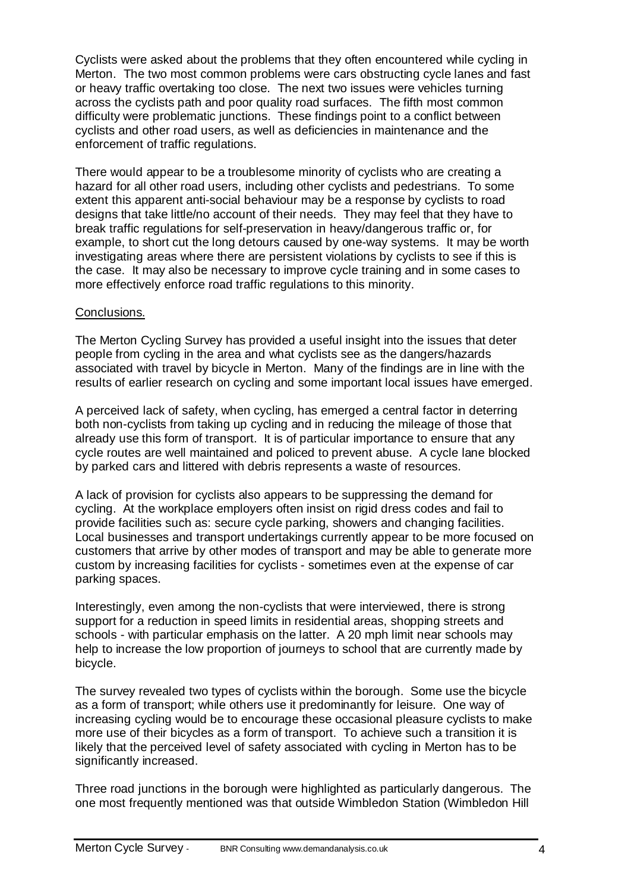Cyclists were asked about the problems that they often encountered while cycling in Merton. The two most common problems were cars obstructing cycle lanes and fast or heavy traffic overtaking too close. The next two issues were vehicles turning across the cyclists path and poor quality road surfaces. The fifth most common difficulty were problematic junctions. These findings point to a conflict between cyclists and other road users, as well as deficiencies in maintenance and the enforcement of traffic regulations.

There would appear to be a troublesome minority of cyclists who are creating a hazard for all other road users, including other cyclists and pedestrians. To some extent this apparent anti-social behaviour may be a response by cyclists to road designs that take little/no account of their needs. They may feel that they have to break traffic regulations for self-preservation in heavy/dangerous traffic or, for example, to short cut the long detours caused by one-way systems. It may be worth investigating areas where there are persistent violations by cyclists to see if this is the case. It may also be necessary to improve cycle training and in some cases to more effectively enforce road traffic regulations to this minority.

## Conclusions.

The Merton Cycling Survey has provided a useful insight into the issues that deter people from cycling in the area and what cyclists see as the dangers/hazards associated with travel by bicycle in Merton. Many of the findings are in line with the results of earlier research on cycling and some important local issues have emerged.

A perceived lack of safety, when cycling, has emerged a central factor in deterring both non-cyclists from taking up cycling and in reducing the mileage of those that already use this form of transport. It is of particular importance to ensure that any cycle routes are well maintained and policed to prevent abuse. A cycle lane blocked by parked cars and littered with debris represents a waste of resources.

A lack of provision for cyclists also appears to be suppressing the demand for cycling. At the workplace employers often insist on rigid dress codes and fail to provide facilities such as: secure cycle parking, showers and changing facilities. Local businesses and transport undertakings currently appear to be more focused on customers that arrive by other modes of transport and may be able to generate more custom by increasing facilities for cyclists - sometimes even at the expense of car parking spaces.

Interestingly, even among the non-cyclists that were interviewed, there is strong support for a reduction in speed limits in residential areas, shopping streets and schools - with particular emphasis on the latter. A 20 mph limit near schools may help to increase the low proportion of journeys to school that are currently made by bicycle.

The survey revealed two types of cyclists within the borough. Some use the bicycle as a form of transport; while others use it predominantly for leisure. One way of increasing cycling would be to encourage these occasional pleasure cyclists to make more use of their bicycles as a form of transport. To achieve such a transition it is likely that the perceived level of safety associated with cycling in Merton has to be significantly increased.

Three road junctions in the borough were highlighted as particularly dangerous. The one most frequently mentioned was that outside Wimbledon Station (Wimbledon Hill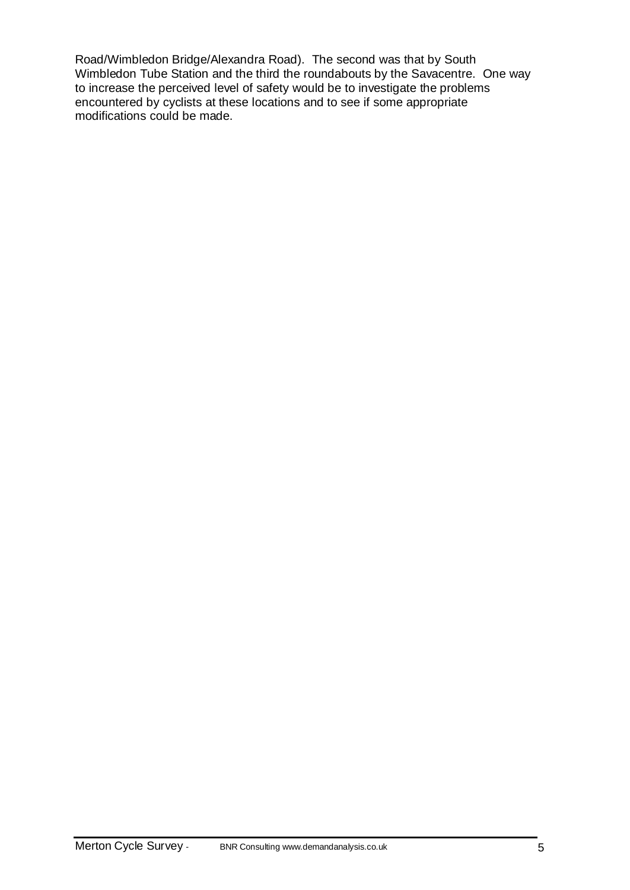Road/Wimbledon Bridge/Alexandra Road). The second was that by South Wimbledon Tube Station and the third the roundabouts by the Savacentre. One way to increase the perceived level of safety would be to investigate the problems encountered by cyclists at these locations and to see if some appropriate modifications could be made.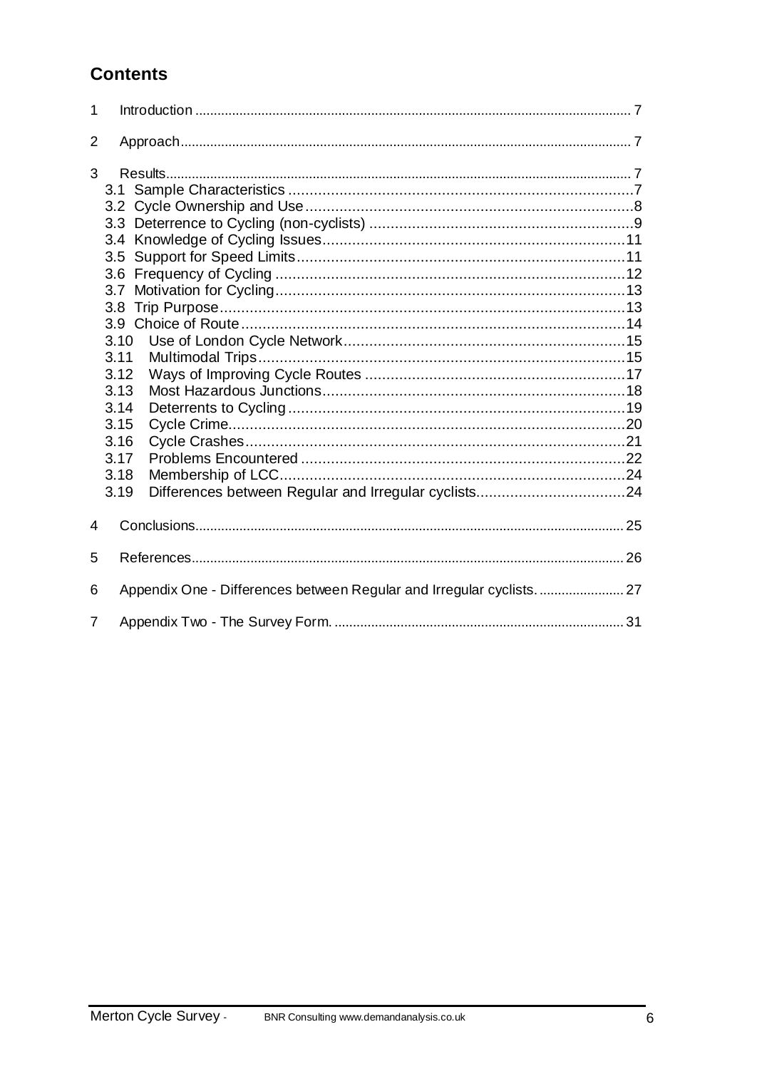## Contents

1 Introduction ..................... 7

2 Approach ..................... 7

3 Results ..................... 7

- 3.1 Sample Characteristics ..................... 7
- 3.2 Cycle Ownership and Use ..................... 8
- 3.3 Deterrence to Cycling (non-cyclists) ..................... 9
- 3.4 Knowledge of Cycling Issues ..................... 11
- 3.5 Support for Speed Limits ..................... 11
- 3.6 Frequency of Cycling ..................... 12
- 3.7 Motivation for Cycling ..................... 13
- 3.8 Trip Purpose ..................... 13
- 3.9 Choice of Route ..................... 14
- 3.10 Use of London Cycle Network ..................... 15
- 3.11 Multimodal Trips ..................... 15
- 3.12 Ways of Improving Cycle Routes ..................... 17
- 3.13 Most Hazardous Junctions ..................... 18
- 3.14 Deterrents to Cycling ..................... 19
- 3.15 Cycle Crime ..................... 20
- 3.16 Cycle Crashes ..................... 21
- 3.17 Problems Encountered ..................... 22
- 3.18 Membership of LCC ..................... 24
- 3.19 Differences between Regular and Irregular cyclists ..................... 24

4 Conclusions ..................... 25

5 References ..................... 26

6 Appendix One - Differences between Regular and Irregular cyclists. ..................... 27

7 Appendix Two - The Survey Form. ..................... 31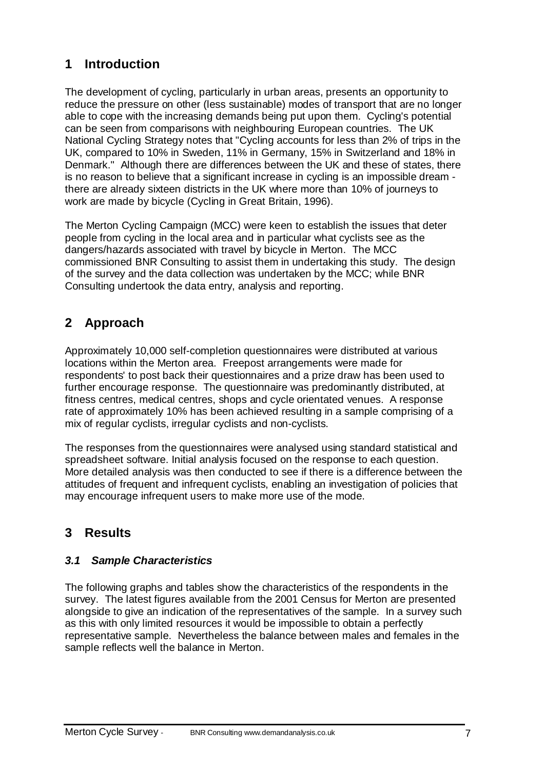# 1 Introduction

The development of cycling, particularly in urban areas, presents an opportunity to reduce the pressure on other (less sustainable) modes of transport that are no longer able to cope with the increasing demands being put upon them. Cycling's potential can be seen from comparisons with neighbouring European countries. The UK National Cycling Strategy notes that "Cycling accounts for less than 2% of trips in the UK, compared to 10% in Sweden, 11% in Germany, 15% in Switzerland and 18% in Denmark." Although there are differences between the UK and these of states, there is no reason to believe that a significant increase in cycling is an impossible dream - there are already sixteen districts in the UK where more than 10% of journeys to work are made by bicycle (Cycling in Great Britain, 1996).

The Merton Cycling Campaign (MCC) were keen to establish the issues that deter people from cycling in the local area and in particular what cyclists see as the dangers/hazards associated with travel by bicycle in Merton. The MCC commissioned BNR Consulting to assist them in undertaking this study. The design of the survey and the data collection was undertaken by the MCC; while BNR Consulting undertook the data entry, analysis and reporting.

# 2 Approach

Approximately 10,000 self-completion questionnaires were distributed at various locations within the Merton area. Freepost arrangements were made for respondents' to post back their questionnaires and a prize draw has been used to further encourage response. The questionnaire was predominantly distributed, at fitness centres, medical centres, shops and cycle orientated venues. A response rate of approximately 10% has been achieved resulting in a sample comprising of a mix of regular cyclists, irregular cyclists and non-cyclists.

The responses from the questionnaires were analysed using standard statistical and spreadsheet software. Initial analysis focused on the response to each question. More detailed analysis was then conducted to see if there is a difference between the attitudes of frequent and infrequent cyclists, enabling an investigation of policies that may encourage infrequent users to make more use of the mode.

# 3 Results

## *3.1 Sample Characteristics*

The following graphs and tables show the characteristics of the respondents in the survey. The latest figures available from the 2001 Census for Merton are presented alongside to give an indication of the representatives of the sample. In a survey such as this with only limited resources it would be impossible to obtain a perfectly representative sample. Nevertheless the balance between males and females in the sample reflects well the balance in Merton.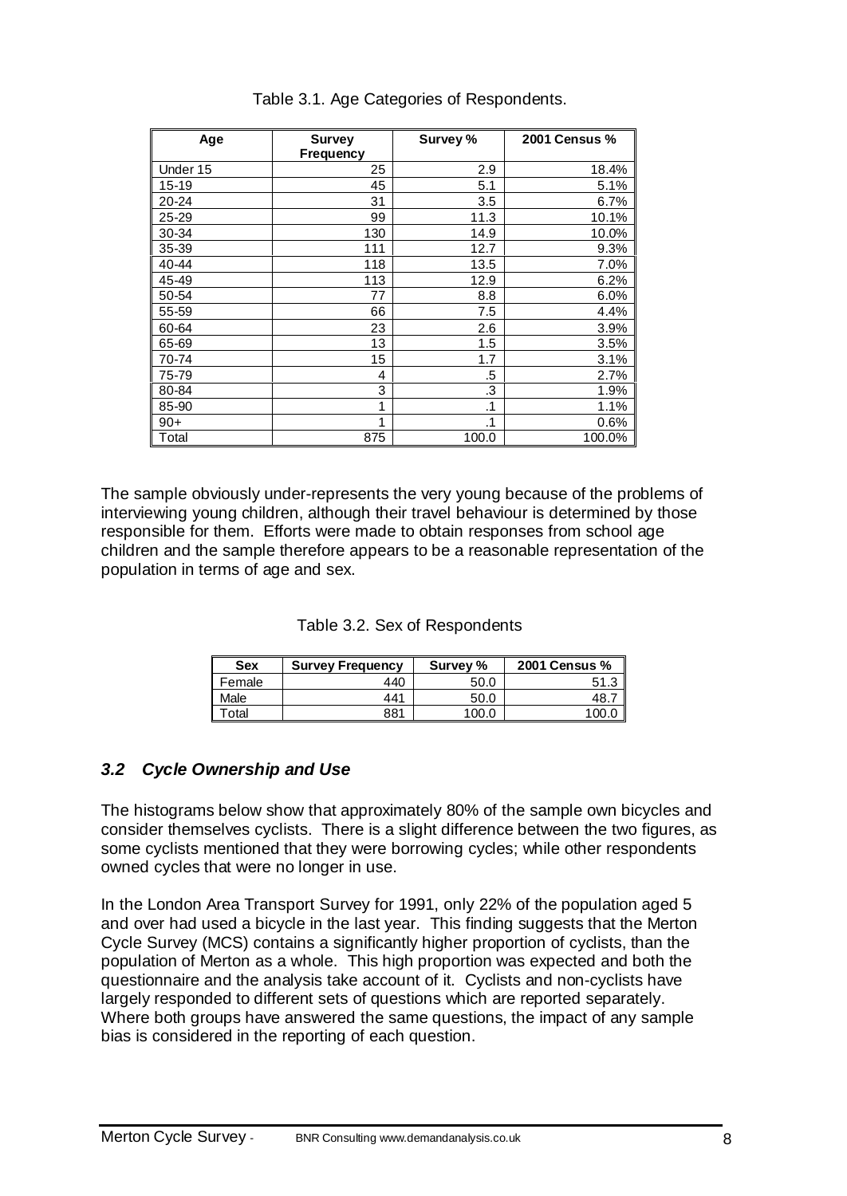Table 3.1. Age Categories of Respondents.

| Age | Survey Frequency | Survey % | 2001 Census % |
|---|---|---|---|
| Under 15 | 25 | 2.9 | 18.4% |
| 15-19 | 45 | 5.1 | 5.1% |
| 20-24 | 31 | 3.5 | 6.7% |
| 25-29 | 99 | 11.3 | 10.1% |
| 30-34 | 130 | 14.9 | 10.0% |
| 35-39 | 111 | 12.7 | 9.3% |
| 40-44 | 118 | 13.5 | 7.0% |
| 45-49 | 113 | 12.9 | 6.2% |
| 50-54 | 77 | 8.8 | 6.0% |
| 55-59 | 66 | 7.5 | 4.4% |
| 60-64 | 23 | 2.6 | 3.9% |
| 65-69 | 13 | 1.5 | 3.5% |
| 70-74 | 15 | 1.7 | 3.1% |
| 75-79 | 4 | .5 | 2.7% |
| 80-84 | 3 | .3 | 1.9% |
| 85-90 | 1 | .1 | 1.1% |
| 90+ | 1 | .1 | 0.6% |
| Total | 875 | 100.0 | 100.0% |

The sample obviously under-represents the very young because of the problems of interviewing young children, although their travel behaviour is determined by those responsible for them. Efforts were made to obtain responses from school age children and the sample therefore appears to be a reasonable representation of the population in terms of age and sex.

Table 3.2. Sex of Respondents

| Sex | Survey Frequency | Survey % | 2001 Census % |
|---|---|---|---|
| Female | 440 | 50.0 | 51.3 |
| Male | 441 | 50.0 | 48.7 |
| Total | 881 | 100.0 | 100.0 |

## *3.2 Cycle Ownership and Use*

The histograms below show that approximately 80% of the sample own bicycles and consider themselves cyclists. There is a slight difference between the two figures, as some cyclists mentioned that they were borrowing cycles; while other respondents owned cycles that were no longer in use.

In the London Area Transport Survey for 1991, only 22% of the population aged 5 and over had used a bicycle in the last year. This finding suggests that the Merton Cycle Survey (MCS) contains a significantly higher proportion of cyclists, than the population of Merton as a whole. This high proportion was expected and both the questionnaire and the analysis take account of it. Cyclists and non-cyclists have largely responded to different sets of questions which are reported separately. Where both groups have answered the same questions, the impact of any sample bias is considered in the reporting of each question.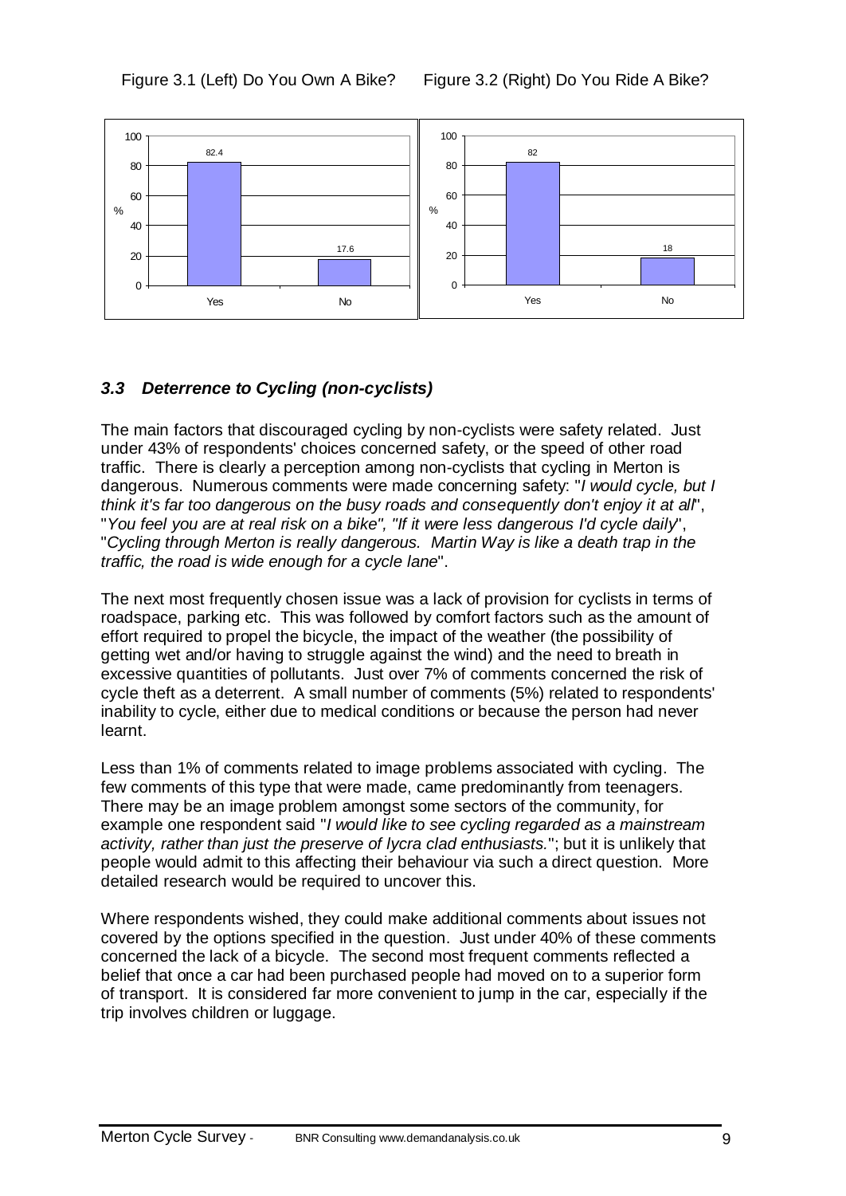Figure 3.1 (Left) Do You Own A Bike? Figure 3.2 (Right) Do You Ride A Bike?

| | Yes (%) | No (%) |
|---|---|---|
| Figure 3.1 Do You Own A Bike? | 82.4 | 17.6 |
| Figure 3.2 Do You Ride A Bike? | 82 | 18 |

### *3.3 Deterrence to Cycling (non-cyclists)*

The main factors that discouraged cycling by non-cyclists were safety related. Just under 43% of respondents' choices concerned safety, or the speed of other road traffic. There is clearly a perception among non-cyclists that cycling in Merton is dangerous. Numerous comments were made concerning safety: "*I would cycle, but I think it's far too dangerous on the busy roads and consequently don't enjoy it at all*", "*You feel you are at real risk on a bike", "If it were less dangerous I'd cycle daily*", "*Cycling through Merton is really dangerous. Martin Way is like a death trap in the traffic, the road is wide enough for a cycle lane*".

The next most frequently chosen issue was a lack of provision for cyclists in terms of roadspace, parking etc. This was followed by comfort factors such as the amount of effort required to propel the bicycle, the impact of the weather (the possibility of getting wet and/or having to struggle against the wind) and the need to breath in excessive quantities of pollutants. Just over 7% of comments concerned the risk of cycle theft as a deterrent. A small number of comments (5%) related to respondents' inability to cycle, either due to medical conditions or because the person had never learnt.

Less than 1% of comments related to image problems associated with cycling. The few comments of this type that were made, came predominantly from teenagers. There may be an image problem amongst some sectors of the community, for example one respondent said "*I would like to see cycling regarded as a mainstream activity, rather than just the preserve of lycra clad enthusiasts.*"; but it is unlikely that people would admit to this affecting their behaviour via such a direct question. More detailed research would be required to uncover this.

Where respondents wished, they could make additional comments about issues not covered by the options specified in the question. Just under 40% of these comments concerned the lack of a bicycle. The second most frequent comments reflected a belief that once a car had been purchased people had moved on to a superior form of transport. It is considered far more convenient to jump in the car, especially if the trip involves children or luggage.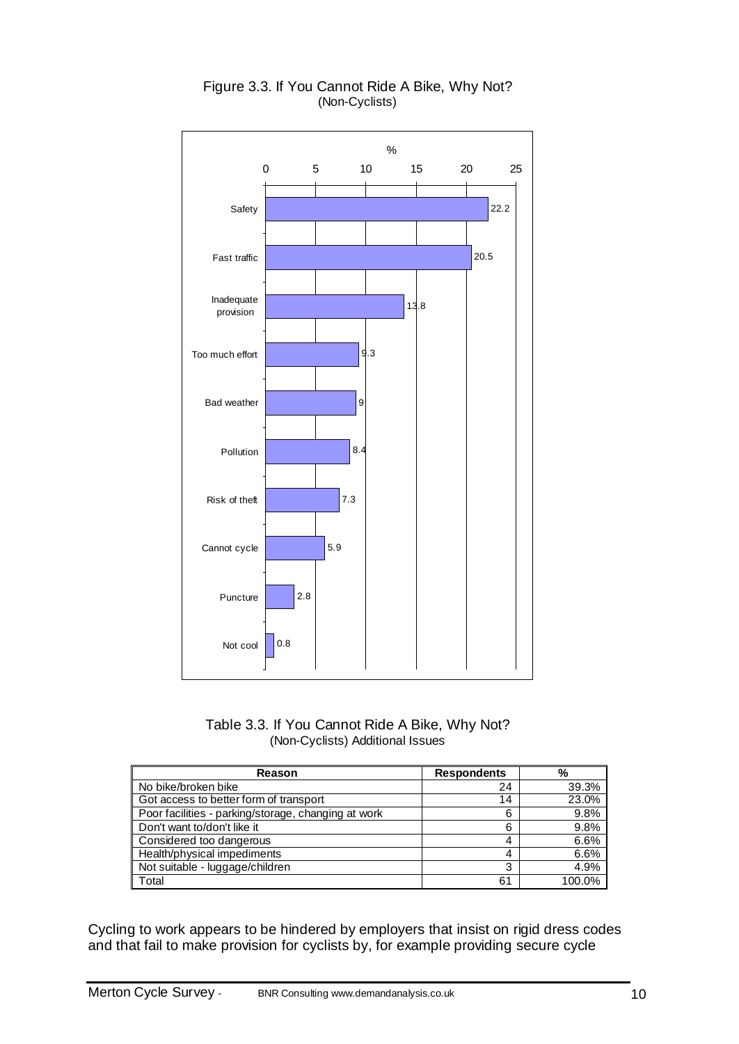Figure 3.3. If You Cannot Ride A Bike, Why Not?
(Non-Cyclists)

| Reason | % |
|---|---|
| Safety | 22.2 |
| Fast traffic | 20.5 |
| Inadequate provision | 13.8 |
| Too much effort | 9.3 |
| Bad weather | 9 |
| Pollution | 8.4 |
| Risk of theft | 7.3 |
| Cannot cycle | 5.9 |
| Puncture | 2.8 |
| Not cool | 0.8 |

Table 3.3. If You Cannot Ride A Bike, Why Not?
(Non-Cyclists) Additional Issues

| Reason | Respondents | % |
|---|---|---|
| No bike/broken bike | 24 | 39.3% |
| Got access to better form of transport | 14 | 23.0% |
| Poor facilities - parking/storage, changing at work | 6 | 9.8% |
| Don't want to/don't like it | 6 | 9.8% |
| Considered too dangerous | 4 | 6.6% |
| Health/physical impediments | 4 | 6.6% |
| Not suitable - luggage/children | 3 | 4.9% |
| Total | 61 | 100.0% |

Cycling to work appears to be hindered by employers that insist on rigid dress codes and that fail to make provision for cyclists by, for example providing secure cycle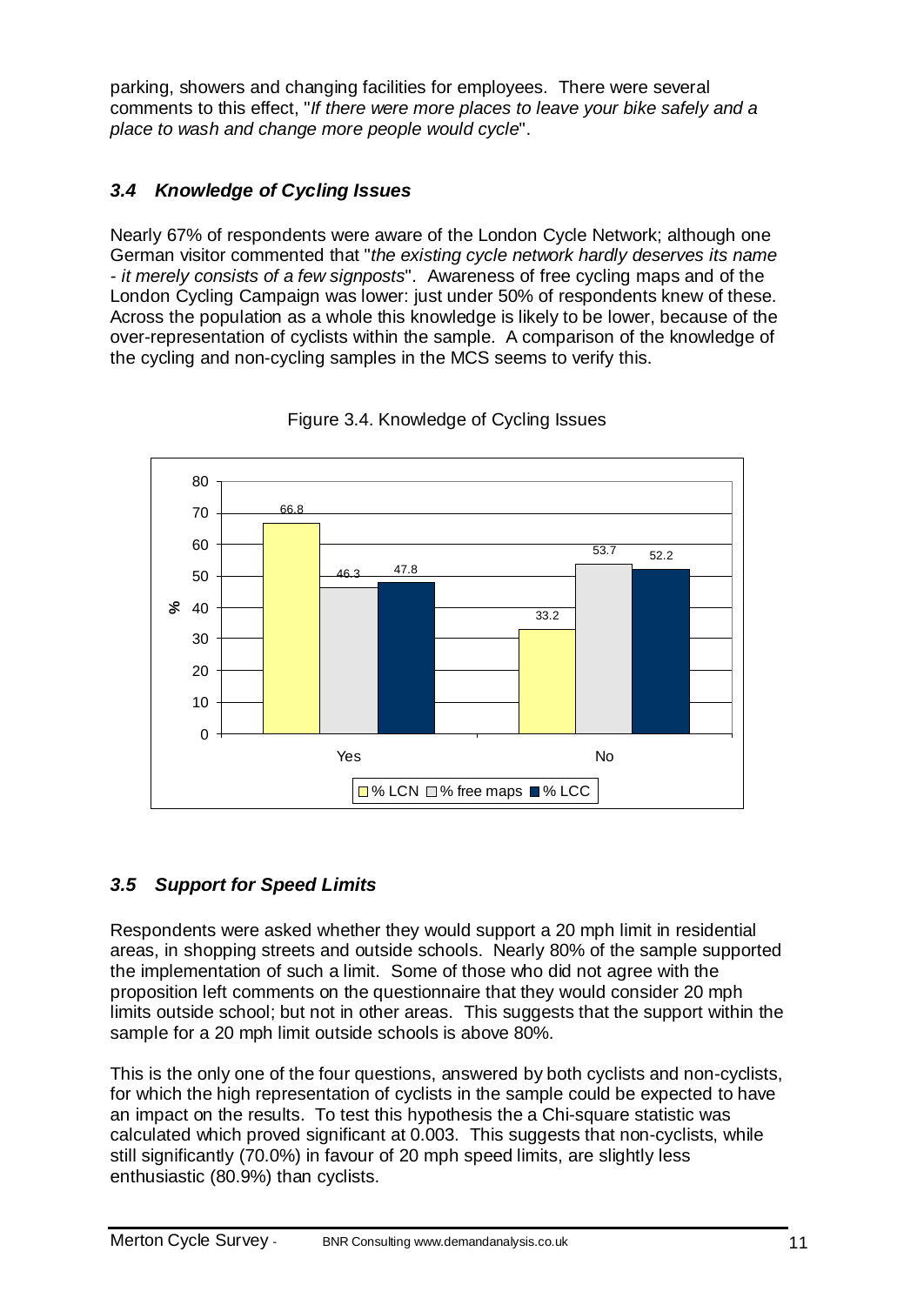parking, showers and changing facilities for employees. There were several comments to this effect, "*If there were more places to leave your bike safely and a place to wash and change more people would cycle*".

### *3.4 Knowledge of Cycling Issues*

Nearly 67% of respondents were aware of the London Cycle Network; although one German visitor commented that "*the existing cycle network hardly deserves its name - it merely consists of a few signposts*". Awareness of free cycling maps and of the London Cycling Campaign was lower: just under 50% of respondents knew of these. Across the population as a whole this knowledge is likely to be lower, because of the over-representation of cyclists within the sample. A comparison of the knowledge of the cycling and non-cycling samples in the MCS seems to verify this.

Figure 3.4. Knowledge of Cycling Issues

| | % LCN | % free maps | % LCC |
|---|---|---|---|
| Yes | 66.8 | 46.3 | 47.8 |
| No | 33.2 | 53.7 | 52.2 |

### *3.5 Support for Speed Limits*

Respondents were asked whether they would support a 20 mph limit in residential areas, in shopping streets and outside schools. Nearly 80% of the sample supported the implementation of such a limit. Some of those who did not agree with the proposition left comments on the questionnaire that they would consider 20 mph limits outside school; but not in other areas. This suggests that the support within the sample for a 20 mph limit outside schools is above 80%.

This is the only one of the four questions, answered by both cyclists and non-cyclists, for which the high representation of cyclists in the sample could be expected to have an impact on the results. To test this hypothesis the a Chi-square statistic was calculated which proved significant at 0.003. This suggests that non-cyclists, while still significantly (70.0%) in favour of 20 mph speed limits, are slightly less enthusiastic (80.9%) than cyclists.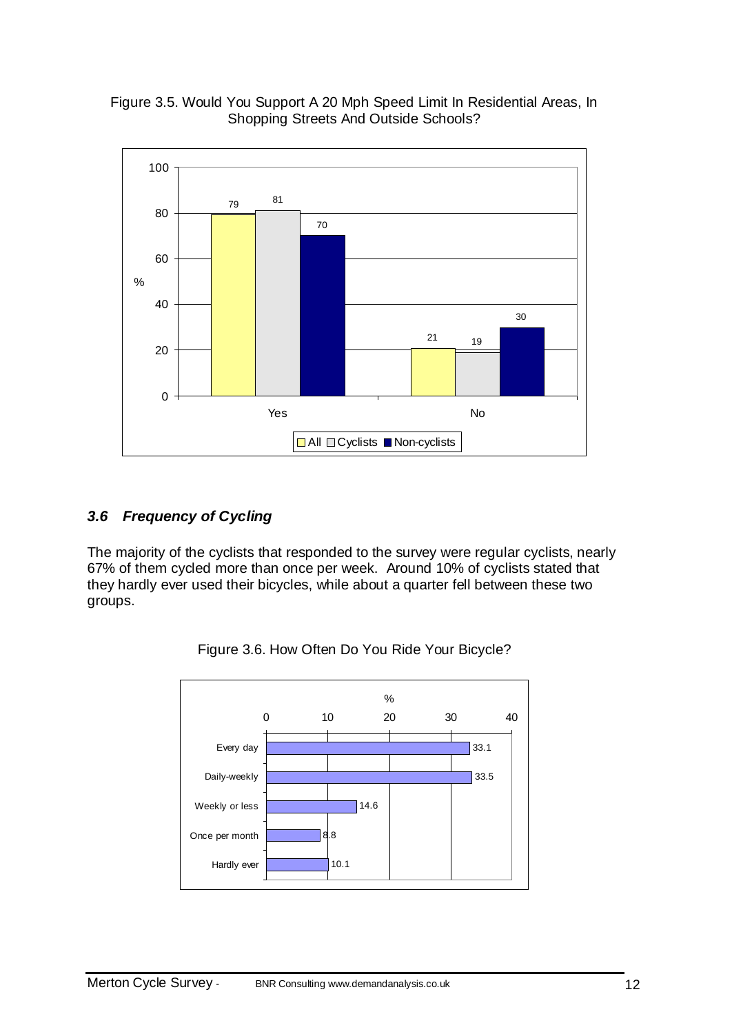Figure 3.5. Would You Support A 20 Mph Speed Limit In Residential Areas, In Shopping Streets And Outside Schools?

| | All | Cyclists | Non-cyclists |
|---|---|---|---|
| Yes | 79 | 81 | 70 |
| No | 21 | 19 | 30 |

### *3.6 Frequency of Cycling*

The majority of the cyclists that responded to the survey were regular cyclists, nearly 67% of them cycled more than once per week. Around 10% of cyclists stated that they hardly ever used their bicycles, while about a quarter fell between these two groups.

Figure 3.6. How Often Do You Ride Your Bicycle?

| | % |
|---|---|
| Every day | 33.1 |
| Daily-weekly | 33.5 |
| Weekly or less | 14.6 |
| Once per month | 8.8 |
| Hardly ever | 10.1 |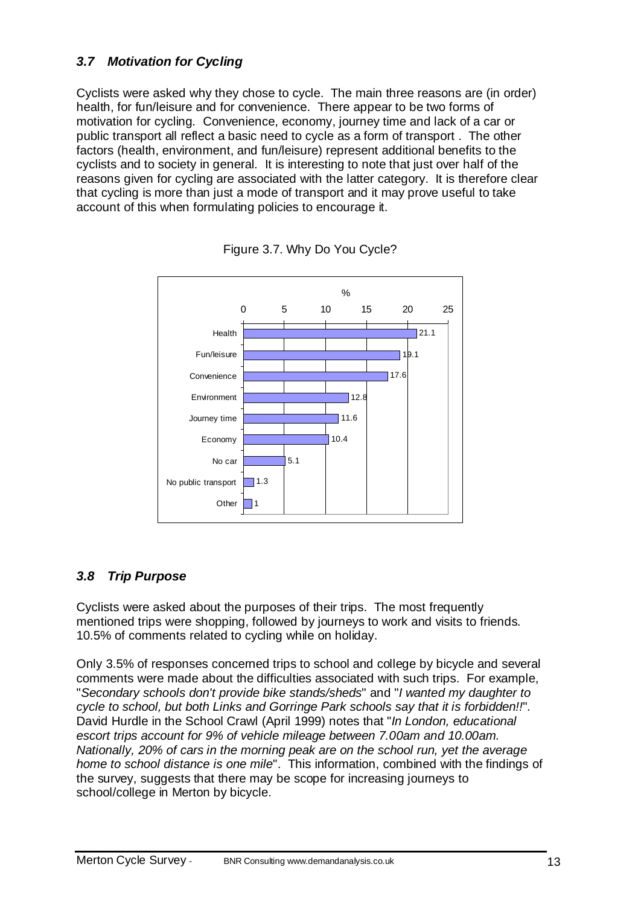### *3.7 Motivation for Cycling*

Cyclists were asked why they chose to cycle. The main three reasons are (in order) health, for fun/leisure and for convenience. There appear to be two forms of motivation for cycling. Convenience, economy, journey time and lack of a car or public transport all reflect a basic need to cycle as a form of transport . The other factors (health, environment, and fun/leisure) represent additional benefits to the cyclists and to society in general. It is interesting to note that just over half of the reasons given for cycling are associated with the latter category. It is therefore clear that cycling is more than just a mode of transport and it may prove useful to take account of this when formulating policies to encourage it.

Figure 3.7. Why Do You Cycle?

| Reason | % |
|---|---|
| Health | 21.1 |
| Fun/leisure | 19.1 |
| Convenience | 17.6 |
| Environment | 12.8 |
| Journey time | 11.6 |
| Economy | 10.4 |
| No car | 5.1 |
| No public transport | 1.3 |
| Other | 1 |

### *3.8 Trip Purpose*

Cyclists were asked about the purposes of their trips. The most frequently mentioned trips were shopping, followed by journeys to work and visits to friends. 10.5% of comments related to cycling while on holiday.

Only 3.5% of responses concerned trips to school and college by bicycle and several comments were made about the difficulties associated with such trips. For example, "*Secondary schools don't provide bike stands/sheds*" and "*I wanted my daughter to cycle to school, but both Links and Gorringe Park schools say that it is forbidden!!*". David Hurdle in the School Crawl (April 1999) notes that "*In London, educational escort trips account for 9% of vehicle mileage between 7.00am and 10.00am. Nationally, 20% of cars in the morning peak are on the school run, yet the average home to school distance is one mile*". This information, combined with the findings of the survey, suggests that there may be scope for increasing journeys to school/college in Merton by bicycle.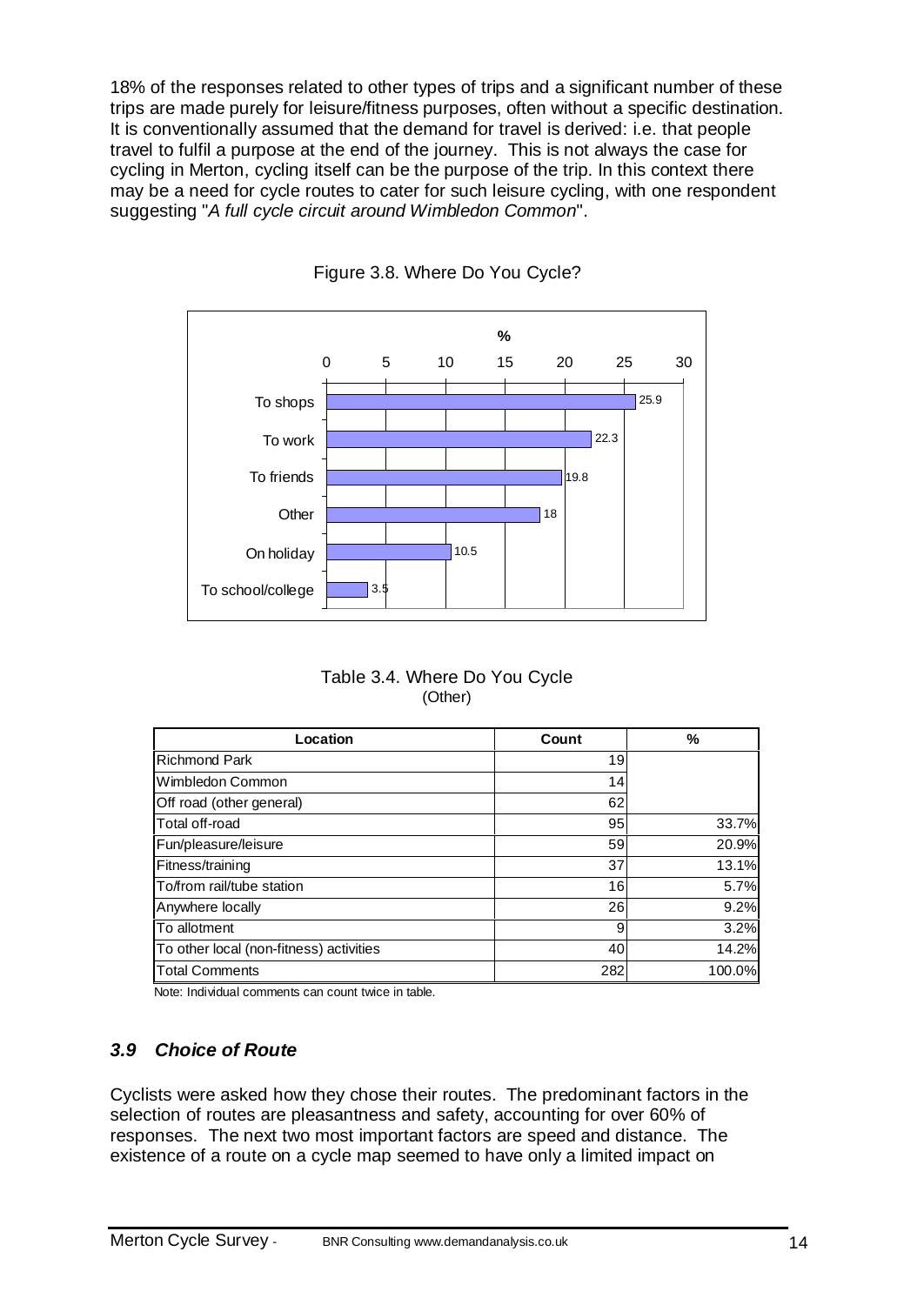18% of the responses related to other types of trips and a significant number of these trips are made purely for leisure/fitness purposes, often without a specific destination. It is conventionally assumed that the demand for travel is derived: i.e. that people travel to fulfil a purpose at the end of the journey. This is not always the case for cycling in Merton, cycling itself can be the purpose of the trip. In this context there may be a need for cycle routes to cater for such leisure cycling, with one respondent suggesting "*A full cycle circuit around Wimbledon Common*".

Figure 3.8. Where Do You Cycle?

| Location | % |
|---|---|
| To shops | 25.9 |
| To work | 22.3 |
| To friends | 19.8 |
| Other | 18 |
| On holiday | 10.5 |
| To school/college | 3.5 |

Table 3.4. Where Do You Cycle
(Other)

| Location | Count | % |
|---|---|---|
| Richmond Park | 19 | |
| Wimbledon Common | 14 | |
| Off road (other general) | 62 | |
| Total off-road | 95 | 33.7% |
| Fun/pleasure/leisure | 59 | 20.9% |
| Fitness/training | 37 | 13.1% |
| To/from rail/tube station | 16 | 5.7% |
| Anywhere locally | 26 | 9.2% |
| To allotment | 9 | 3.2% |
| To other local (non-fitness) activities | 40 | 14.2% |
| Total Comments | 282 | 100.0% |

Note: Individual comments can count twice in table.

### *3.9 Choice of Route*

Cyclists were asked how they chose their routes. The predominant factors in the selection of routes are pleasantness and safety, accounting for over 60% of responses. The next two most important factors are speed and distance. The existence of a route on a cycle map seemed to have only a limited impact on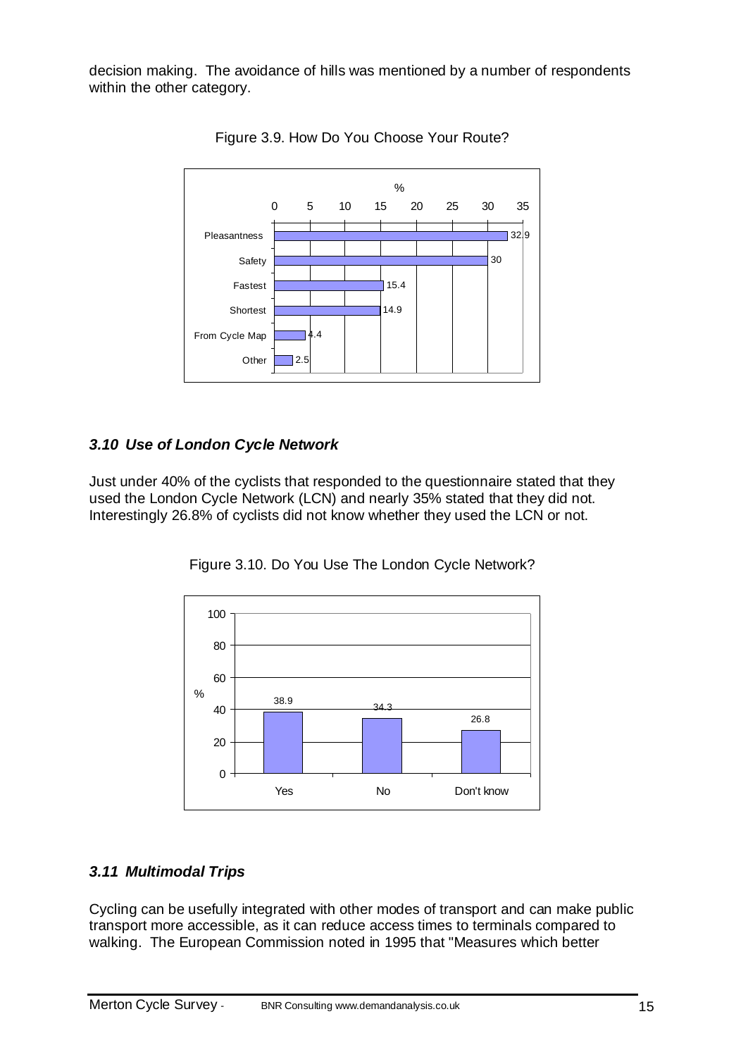decision making. The avoidance of hills was mentioned by a number of respondents within the other category.

Figure 3.9. How Do You Choose Your Route?

| | % |
|---|---|
| Pleasantness | 32.9 |
| Safety | 30 |
| Fastest | 15.4 |
| Shortest | 14.9 |
| From Cycle Map | 4.4 |
| Other | 2.5 |

### *3.10 Use of London Cycle Network*

Just under 40% of the cyclists that responded to the questionnaire stated that they used the London Cycle Network (LCN) and nearly 35% stated that they did not. Interestingly 26.8% of cyclists did not know whether they used the LCN or not.

Figure 3.10. Do You Use The London Cycle Network?

| | % |
|---|---|
| Yes | 38.9 |
| No | 34.3 |
| Don't know | 26.8 |

### *3.11 Multimodal Trips*

Cycling can be usefully integrated with other modes of transport and can make public transport more accessible, as it can reduce access times to terminals compared to walking. The European Commission noted in 1995 that "Measures which better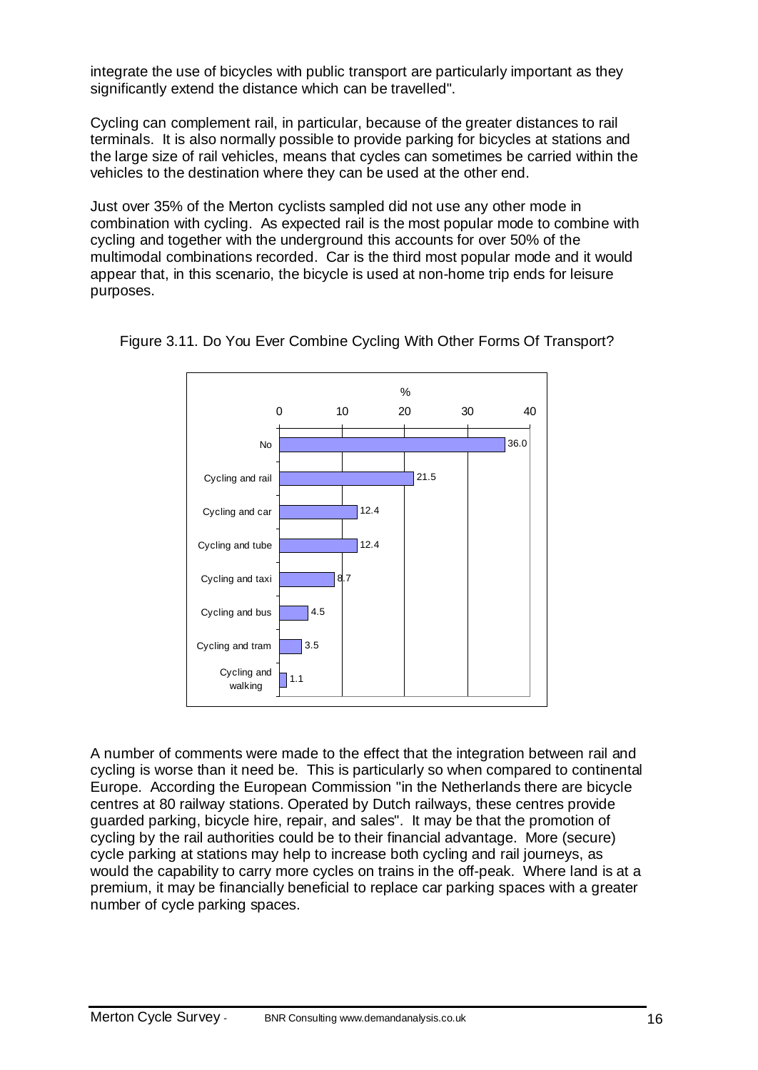integrate the use of bicycles with public transport are particularly important as they significantly extend the distance which can be travelled".

Cycling can complement rail, in particular, because of the greater distances to rail terminals. It is also normally possible to provide parking for bicycles at stations and the large size of rail vehicles, means that cycles can sometimes be carried within the vehicles to the destination where they can be used at the other end.

Just over 35% of the Merton cyclists sampled did not use any other mode in combination with cycling. As expected rail is the most popular mode to combine with cycling and together with the underground this accounts for over 50% of the multimodal combinations recorded. Car is the third most popular mode and it would appear that, in this scenario, the bicycle is used at non-home trip ends for leisure purposes.

Figure 3.11. Do You Ever Combine Cycling With Other Forms Of Transport?

| Response | % |
|---|---|
| No | 36.0 |
| Cycling and rail | 21.5 |
| Cycling and car | 12.4 |
| Cycling and tube | 12.4 |
| Cycling and taxi | 8.7 |
| Cycling and bus | 4.5 |
| Cycling and tram | 3.5 |
| Cycling and walking | 1.1 |

A number of comments were made to the effect that the integration between rail and cycling is worse than it need be. This is particularly so when compared to continental Europe. According the European Commission "in the Netherlands there are bicycle centres at 80 railway stations. Operated by Dutch railways, these centres provide guarded parking, bicycle hire, repair, and sales". It may be that the promotion of cycling by the rail authorities could be to their financial advantage. More (secure) cycle parking at stations may help to increase both cycling and rail journeys, as would the capability to carry more cycles on trains in the off-peak. Where land is at a premium, it may be financially beneficial to replace car parking spaces with a greater number of cycle parking spaces.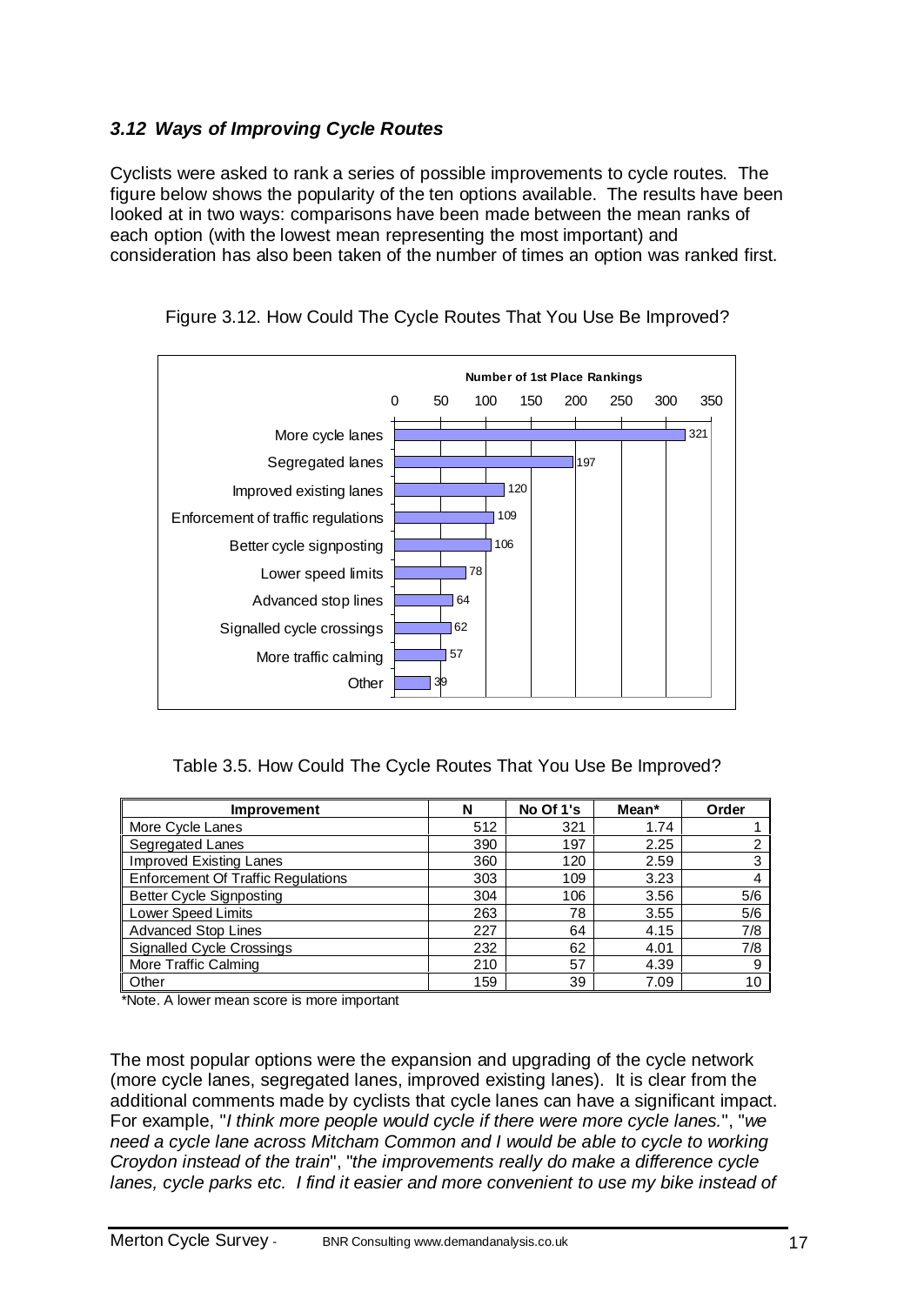### *3.12 Ways of Improving Cycle Routes*

Cyclists were asked to rank a series of possible improvements to cycle routes. The figure below shows the popularity of the ten options available. The results have been looked at in two ways: comparisons have been made between the mean ranks of each option (with the lowest mean representing the most important) and consideration has also been taken of the number of times an option was ranked first.

Figure 3.12. How Could The Cycle Routes That You Use Be Improved?

**Number of 1st Place Rankings**

| Improvement | Number of 1st Place Rankings |
|---|---|
| More cycle lanes | 321 |
| Segregated lanes | 197 |
| Improved existing lanes | 120 |
| Enforcement of traffic regulations | 109 |
| Better cycle signposting | 106 |
| Lower speed limits | 78 |
| Advanced stop lines | 64 |
| Signalled cycle crossings | 62 |
| More traffic calming | 57 |
| Other | 39 |

Table 3.5. How Could The Cycle Routes That You Use Be Improved?

| Improvement | N | No Of 1's | Mean* | Order |
|---|---|---|---|---|
| More Cycle Lanes | 512 | 321 | 1.74 | 1 |
| Segregated Lanes | 390 | 197 | 2.25 | 2 |
| Improved Existing Lanes | 360 | 120 | 2.59 | 3 |
| Enforcement Of Traffic Regulations | 303 | 109 | 3.23 | 4 |
| Better Cycle Signposting | 304 | 106 | 3.56 | 5/6 |
| Lower Speed Limits | 263 | 78 | 3.55 | 5/6 |
| Advanced Stop Lines | 227 | 64 | 4.15 | 7/8 |
| Signalled Cycle Crossings | 232 | 62 | 4.01 | 7/8 |
| More Traffic Calming | 210 | 57 | 4.39 | 9 |
| Other | 159 | 39 | 7.09 | 10 |

*Note. A lower mean score is more important

The most popular options were the expansion and upgrading of the cycle network (more cycle lanes, segregated lanes, improved existing lanes). It is clear from the additional comments made by cyclists that cycle lanes can have a significant impact. For example, "*I think more people would cycle if there were more cycle lanes.*", "*we need a cycle lane across Mitcham Common and I would be able to cycle to working Croydon instead of the train*", "*the improvements really do make a difference cycle lanes, cycle parks etc. I find it easier and more convenient to use my bike instead of*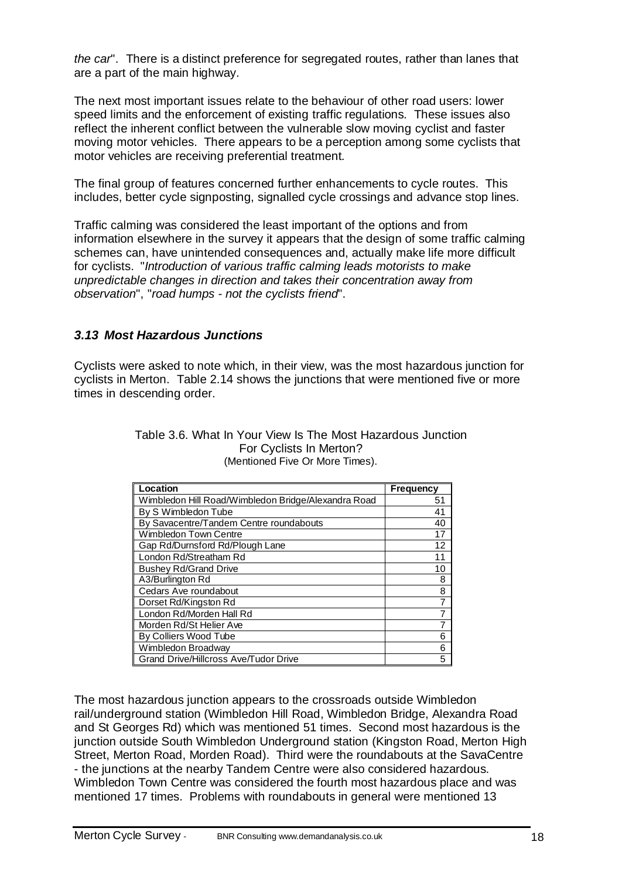*the car*". There is a distinct preference for segregated routes, rather than lanes that are a part of the main highway.

The next most important issues relate to the behaviour of other road users: lower speed limits and the enforcement of existing traffic regulations. These issues also reflect the inherent conflict between the vulnerable slow moving cyclist and faster moving motor vehicles. There appears to be a perception among some cyclists that motor vehicles are receiving preferential treatment.

The final group of features concerned further enhancements to cycle routes. This includes, better cycle signposting, signalled cycle crossings and advance stop lines.

Traffic calming was considered the least important of the options and from information elsewhere in the survey it appears that the design of some traffic calming schemes can, have unintended consequences and, actually make life more difficult for cyclists. "*Introduction of various traffic calming leads motorists to make unpredictable changes in direction and takes their concentration away from observation*", "*road humps - not the cyclists friend*".

### *3.13 Most Hazardous Junctions*

Cyclists were asked to note which, in their view, was the most hazardous junction for cyclists in Merton. Table 2.14 shows the junctions that were mentioned five or more times in descending order.

Table 3.6. What In Your View Is The Most Hazardous Junction For Cyclists In Merton?
(Mentioned Five Or More Times).

| Location | Frequency |
|---|---|
| Wimbledon Hill Road/Wimbledon Bridge/Alexandra Road | 51 |
| By S Wimbledon Tube | 41 |
| By Savacentre/Tandem Centre roundabouts | 40 |
| Wimbledon Town Centre | 17 |
| Gap Rd/Durnsford Rd/Plough Lane | 12 |
| London Rd/Streatham Rd | 11 |
| Bushey Rd/Grand Drive | 10 |
| A3/Burlington Rd | 8 |
| Cedars Ave roundabout | 8 |
| Dorset Rd/Kingston Rd | 7 |
| London Rd/Morden Hall Rd | 7 |
| Morden Rd/St Helier Ave | 7 |
| By Colliers Wood Tube | 6 |
| Wimbledon Broadway | 6 |
| Grand Drive/Hillcross Ave/Tudor Drive | 5 |

The most hazardous junction appears to the crossroads outside Wimbledon rail/underground station (Wimbledon Hill Road, Wimbledon Bridge, Alexandra Road and St Georges Rd) which was mentioned 51 times. Second most hazardous is the junction outside South Wimbledon Underground station (Kingston Road, Merton High Street, Merton Road, Morden Road). Third were the roundabouts at the SavaCentre - the junctions at the nearby Tandem Centre were also considered hazardous. Wimbledon Town Centre was considered the fourth most hazardous place and was mentioned 17 times. Problems with roundabouts in general were mentioned 13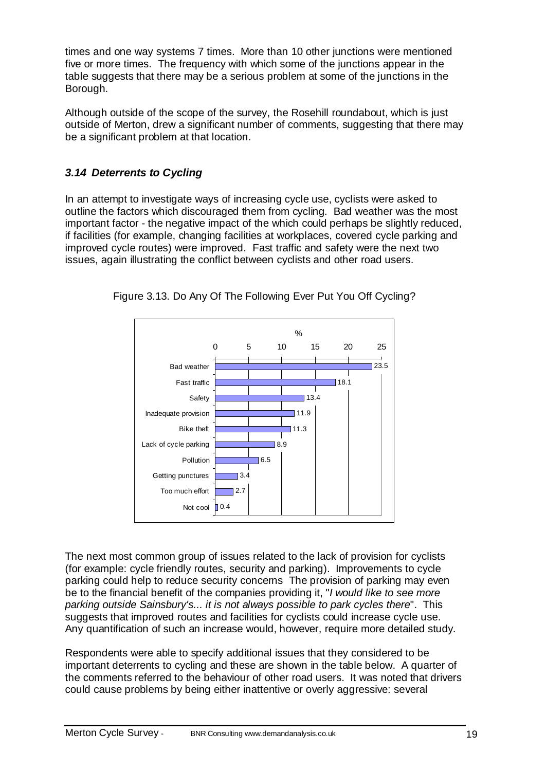times and one way systems 7 times. More than 10 other junctions were mentioned five or more times. The frequency with which some of the junctions appear in the table suggests that there may be a serious problem at some of the junctions in the Borough.

Although outside of the scope of the survey, the Rosehill roundabout, which is just outside of Merton, drew a significant number of comments, suggesting that there may be a significant problem at that location.

### *3.14 Deterrents to Cycling*

In an attempt to investigate ways of increasing cycle use, cyclists were asked to outline the factors which discouraged them from cycling. Bad weather was the most important factor - the negative impact of the which could perhaps be slightly reduced, if facilities (for example, changing facilities at workplaces, covered cycle parking and improved cycle routes) were improved. Fast traffic and safety were the next two issues, again illustrating the conflict between cyclists and other road users.

Figure 3.13. Do Any Of The Following Ever Put You Off Cycling?

| Factor | % |
|---|---|
| Bad weather | 23.5 |
| Fast traffic | 18.1 |
| Safety | 13.4 |
| Inadequate provision | 11.9 |
| Bike theft | 11.3 |
| Lack of cycle parking | 8.9 |
| Pollution | 6.5 |
| Getting punctures | 3.4 |
| Too much effort | 2.7 |
| Not cool | 0.4 |

The next most common group of issues related to the lack of provision for cyclists (for example: cycle friendly routes, security and parking). Improvements to cycle parking could help to reduce security concerns The provision of parking may even be to the financial benefit of the companies providing it, "*I would like to see more parking outside Sainsbury's... it is not always possible to park cycles there*". This suggests that improved routes and facilities for cyclists could increase cycle use. Any quantification of such an increase would, however, require more detailed study.

Respondents were able to specify additional issues that they considered to be important deterrents to cycling and these are shown in the table below. A quarter of the comments referred to the behaviour of other road users. It was noted that drivers could cause problems by being either inattentive or overly aggressive: several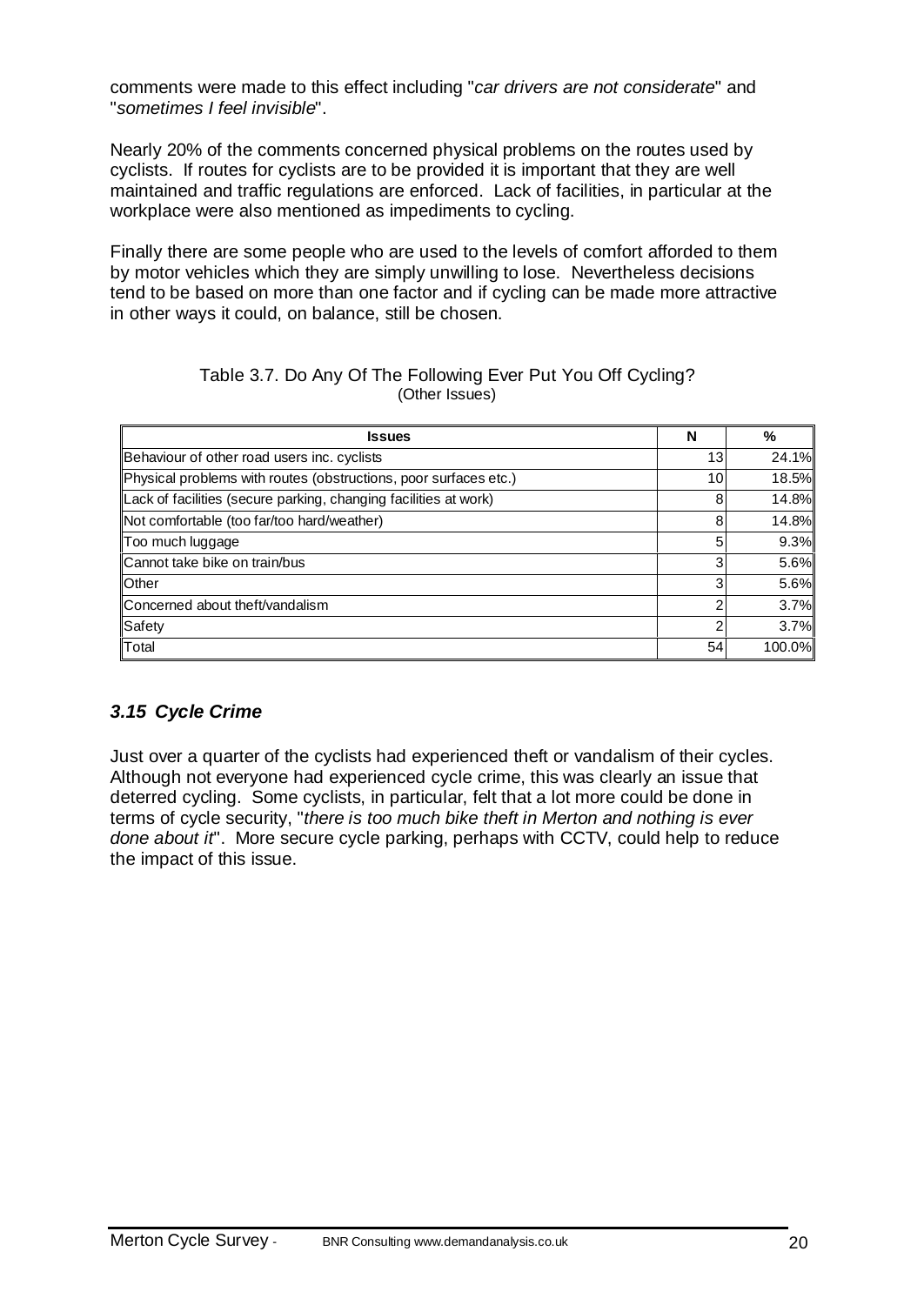comments were made to this effect including "*car drivers are not considerate*" and "*sometimes I feel invisible*".

Nearly 20% of the comments concerned physical problems on the routes used by cyclists. If routes for cyclists are to be provided it is important that they are well maintained and traffic regulations are enforced. Lack of facilities, in particular at the workplace were also mentioned as impediments to cycling.

Finally there are some people who are used to the levels of comfort afforded to them by motor vehicles which they are simply unwilling to lose. Nevertheless decisions tend to be based on more than one factor and if cycling can be made more attractive in other ways it could, on balance, still be chosen.

Table 3.7. Do Any Of The Following Ever Put You Off Cycling?
(Other Issues)

| Issues | N | % |
|---|---|---|
| Behaviour of other road users inc. cyclists | 13 | 24.1% |
| Physical problems with routes (obstructions, poor surfaces etc.) | 10 | 18.5% |
| Lack of facilities (secure parking, changing facilities at work) | 8 | 14.8% |
| Not comfortable (too far/too hard/weather) | 8 | 14.8% |
| Too much luggage | 5 | 9.3% |
| Cannot take bike on train/bus | 3 | 5.6% |
| Other | 3 | 5.6% |
| Concerned about theft/vandalism | 2 | 3.7% |
| Safety | 2 | 3.7% |
| Total | 54 | 100.0% |

### *3.15 Cycle Crime*

Just over a quarter of the cyclists had experienced theft or vandalism of their cycles. Although not everyone had experienced cycle crime, this was clearly an issue that deterred cycling. Some cyclists, in particular, felt that a lot more could be done in terms of cycle security, "*there is too much bike theft in Merton and nothing is ever done about it*". More secure cycle parking, perhaps with CCTV, could help to reduce the impact of this issue.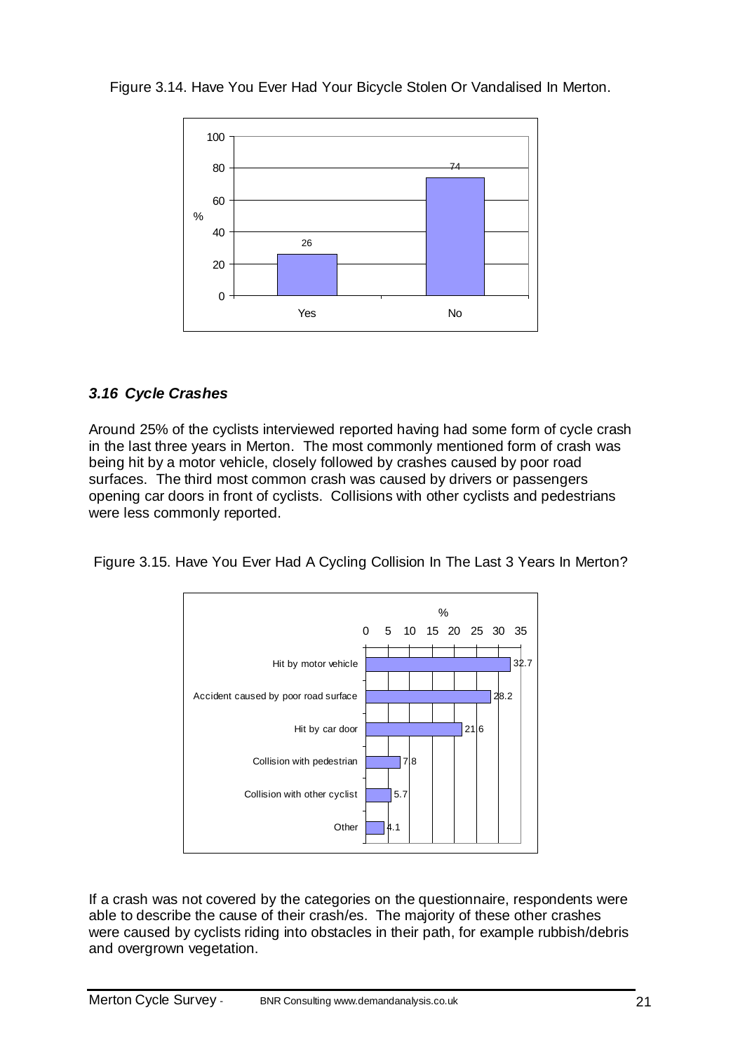Figure 3.14. Have You Ever Had Your Bicycle Stolen Or Vandalised In Merton.

| | % |
|---|---|
| Yes | 26 |
| No | 74 |

### *3.16 Cycle Crashes*

Around 25% of the cyclists interviewed reported having had some form of cycle crash in the last three years in Merton. The most commonly mentioned form of crash was being hit by a motor vehicle, closely followed by crashes caused by poor road surfaces. The third most common crash was caused by drivers or passengers opening car doors in front of cyclists. Collisions with other cyclists and pedestrians were less commonly reported.

Figure 3.15. Have You Ever Had A Cycling Collision In The Last 3 Years In Merton?

| | % |
|---|---|
| Hit by motor vehicle | 32.7 |
| Accident caused by poor road surface | 28.2 |
| Hit by car door | 21.6 |
| Collision with pedestrian | 7.8 |
| Collision with other cyclist | 5.7 |
| Other | 4.1 |

If a crash was not covered by the categories on the questionnaire, respondents were able to describe the cause of their crash/es. The majority of these other crashes were caused by cyclists riding into obstacles in their path, for example rubbish/debris and overgrown vegetation.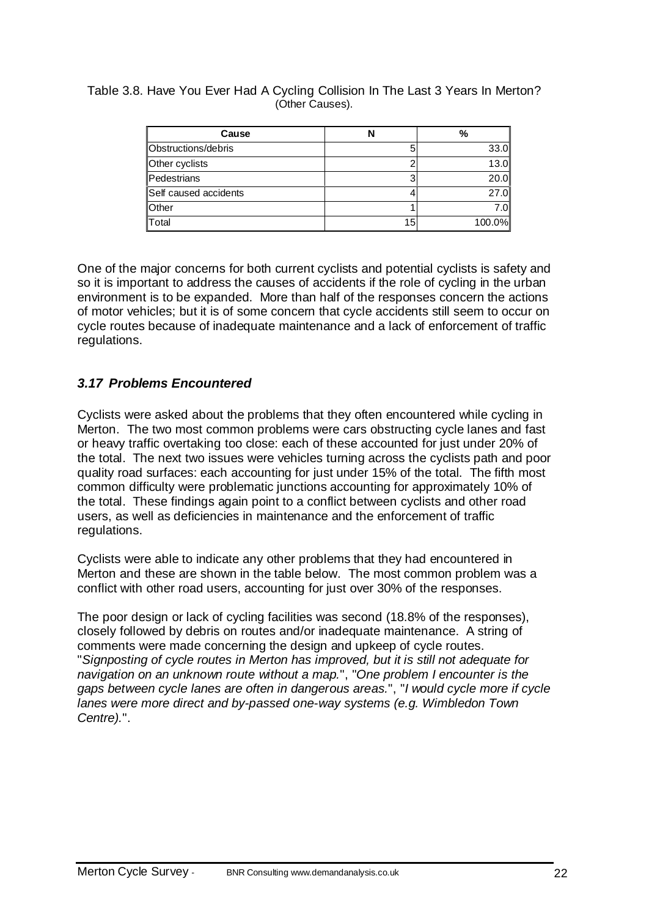Table 3.8. Have You Ever Had A Cycling Collision In The Last 3 Years In Merton? (Other Causes).

| Cause | N | % |
|---|---|---|
| Obstructions/debris | 5 | 33.0 |
| Other cyclists | 2 | 13.0 |
| Pedestrians | 3 | 20.0 |
| Self caused accidents | 4 | 27.0 |
| Other | 1 | 7.0 |
| Total | 15 | 100.0% |

One of the major concerns for both current cyclists and potential cyclists is safety and so it is important to address the causes of accidents if the role of cycling in the urban environment is to be expanded. More than half of the responses concern the actions of motor vehicles; but it is of some concern that cycle accidents still seem to occur on cycle routes because of inadequate maintenance and a lack of enforcement of traffic regulations.

### *3.17 Problems Encountered*

Cyclists were asked about the problems that they often encountered while cycling in Merton. The two most common problems were cars obstructing cycle lanes and fast or heavy traffic overtaking too close: each of these accounted for just under 20% of the total. The next two issues were vehicles turning across the cyclists path and poor quality road surfaces: each accounting for just under 15% of the total. The fifth most common difficulty were problematic junctions accounting for approximately 10% of the total. These findings again point to a conflict between cyclists and other road users, as well as deficiencies in maintenance and the enforcement of traffic regulations.

Cyclists were able to indicate any other problems that they had encountered in Merton and these are shown in the table below. The most common problem was a conflict with other road users, accounting for just over 30% of the responses.

The poor design or lack of cycling facilities was second (18.8% of the responses), closely followed by debris on routes and/or inadequate maintenance. A string of comments were made concerning the design and upkeep of cycle routes. "*Signposting of cycle routes in Merton has improved, but it is still not adequate for navigation on an unknown route without a map.*", "*One problem I encounter is the gaps between cycle lanes are often in dangerous areas.*", "*I would cycle more if cycle lanes were more direct and by-passed one-way systems (e.g. Wimbledon Town Centre).*".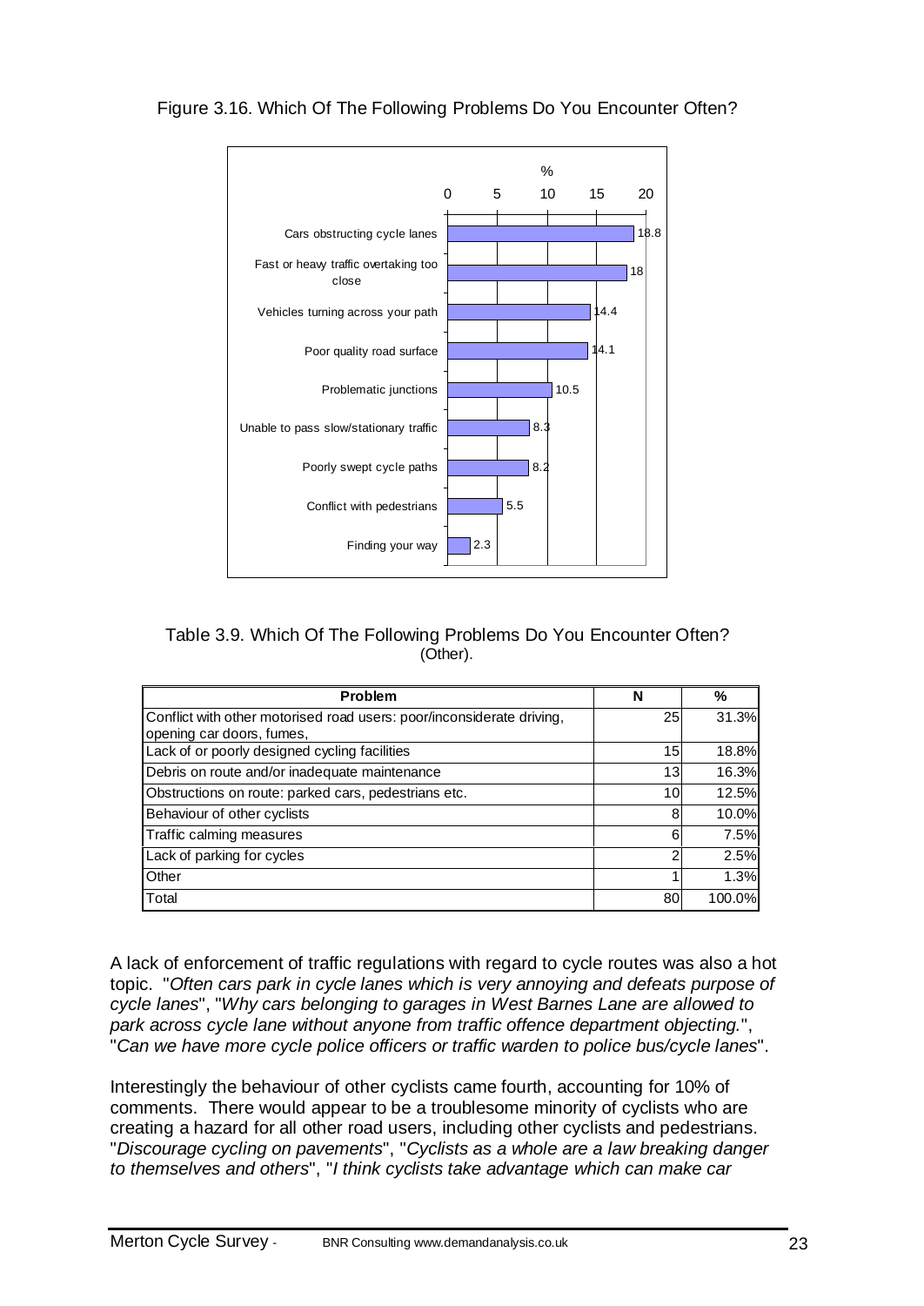Figure 3.16. Which Of The Following Problems Do You Encounter Often?

| Problem | % |
|---|---|
| Cars obstructing cycle lanes | 18.8 |
| Fast or heavy traffic overtaking too close | 18 |
| Vehicles turning across your path | 14.4 |
| Poor quality road surface | 14.1 |
| Problematic junctions | 10.5 |
| Unable to pass slow/stationary traffic | 8.3 |
| Poorly swept cycle paths | 8.2 |
| Conflict with pedestrians | 5.5 |
| Finding your way | 2.3 |

Table 3.9. Which Of The Following Problems Do You Encounter Often? (Other).

| Problem | N | % |
|---|---|---|
| Conflict with other motorised road users: poor/inconsiderate driving, opening car doors, fumes, | 25 | 31.3% |
| Lack of or poorly designed cycling facilities | 15 | 18.8% |
| Debris on route and/or inadequate maintenance | 13 | 16.3% |
| Obstructions on route: parked cars, pedestrians etc. | 10 | 12.5% |
| Behaviour of other cyclists | 8 | 10.0% |
| Traffic calming measures | 6 | 7.5% |
| Lack of parking for cycles | 2 | 2.5% |
| Other | 1 | 1.3% |
| Total | 80 | 100.0% |

A lack of enforcement of traffic regulations with regard to cycle routes was also a hot topic. "*Often cars park in cycle lanes which is very annoying and defeats purpose of cycle lanes*", "*Why cars belonging to garages in West Barnes Lane are allowed to park across cycle lane without anyone from traffic offence department objecting.*", "*Can we have more cycle police officers or traffic warden to police bus/cycle lanes*".

Interestingly the behaviour of other cyclists came fourth, accounting for 10% of comments. There would appear to be a troublesome minority of cyclists who are creating a hazard for all other road users, including other cyclists and pedestrians. "*Discourage cycling on pavements*", "*Cyclists as a whole are a law breaking danger to themselves and others*", "*I think cyclists take advantage which can make car*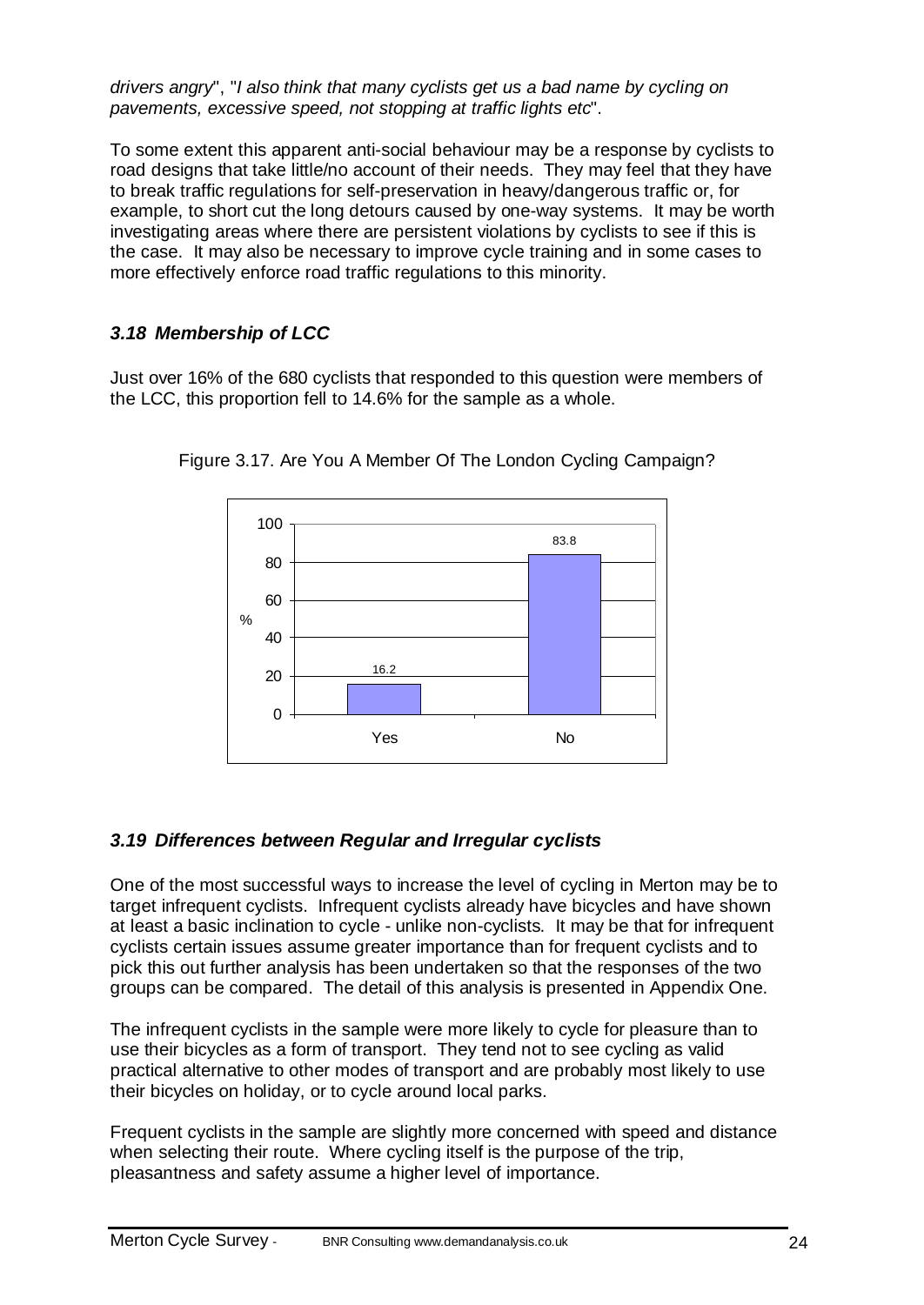*drivers angry*", "*I also think that many cyclists get us a bad name by cycling on pavements, excessive speed, not stopping at traffic lights etc*".

To some extent this apparent anti-social behaviour may be a response by cyclists to road designs that take little/no account of their needs. They may feel that they have to break traffic regulations for self-preservation in heavy/dangerous traffic or, for example, to short cut the long detours caused by one-way systems. It may be worth investigating areas where there are persistent violations by cyclists to see if this is the case. It may also be necessary to improve cycle training and in some cases to more effectively enforce road traffic regulations to this minority.

### *3.18 Membership of LCC*

Just over 16% of the 680 cyclists that responded to this question were members of the LCC, this proportion fell to 14.6% for the sample as a whole.

Figure 3.17. Are You A Member Of The London Cycling Campaign?

| | % |
|---|---|
| Yes | 16.2 |
| No | 83.8 |

### *3.19 Differences between Regular and Irregular cyclists*

One of the most successful ways to increase the level of cycling in Merton may be to target infrequent cyclists. Infrequent cyclists already have bicycles and have shown at least a basic inclination to cycle - unlike non-cyclists. It may be that for infrequent cyclists certain issues assume greater importance than for frequent cyclists and to pick this out further analysis has been undertaken so that the responses of the two groups can be compared. The detail of this analysis is presented in Appendix One.

The infrequent cyclists in the sample were more likely to cycle for pleasure than to use their bicycles as a form of transport. They tend not to see cycling as valid practical alternative to other modes of transport and are probably most likely to use their bicycles on holiday, or to cycle around local parks.

Frequent cyclists in the sample are slightly more concerned with speed and distance when selecting their route. Where cycling itself is the purpose of the trip, pleasantness and safety assume a higher level of importance.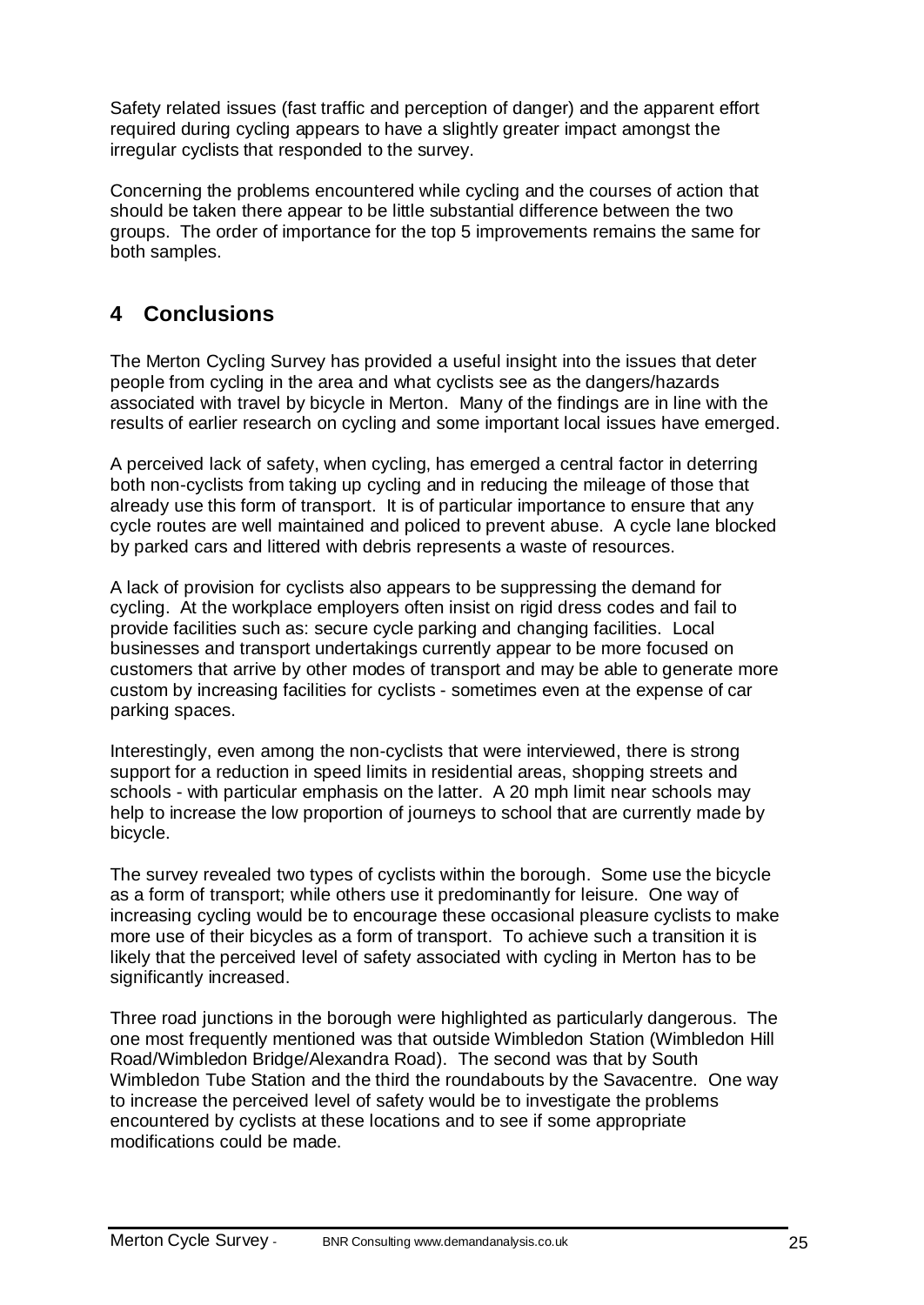Safety related issues (fast traffic and perception of danger) and the apparent effort required during cycling appears to have a slightly greater impact amongst the irregular cyclists that responded to the survey.

Concerning the problems encountered while cycling and the courses of action that should be taken there appear to be little substantial difference between the two groups. The order of importance for the top 5 improvements remains the same for both samples.

# 4 Conclusions

The Merton Cycling Survey has provided a useful insight into the issues that deter people from cycling in the area and what cyclists see as the dangers/hazards associated with travel by bicycle in Merton. Many of the findings are in line with the results of earlier research on cycling and some important local issues have emerged.

A perceived lack of safety, when cycling, has emerged a central factor in deterring both non-cyclists from taking up cycling and in reducing the mileage of those that already use this form of transport. It is of particular importance to ensure that any cycle routes are well maintained and policed to prevent abuse. A cycle lane blocked by parked cars and littered with debris represents a waste of resources.

A lack of provision for cyclists also appears to be suppressing the demand for cycling. At the workplace employers often insist on rigid dress codes and fail to provide facilities such as: secure cycle parking and changing facilities. Local businesses and transport undertakings currently appear to be more focused on customers that arrive by other modes of transport and may be able to generate more custom by increasing facilities for cyclists - sometimes even at the expense of car parking spaces.

Interestingly, even among the non-cyclists that were interviewed, there is strong support for a reduction in speed limits in residential areas, shopping streets and schools - with particular emphasis on the latter. A 20 mph limit near schools may help to increase the low proportion of journeys to school that are currently made by bicycle.

The survey revealed two types of cyclists within the borough. Some use the bicycle as a form of transport; while others use it predominantly for leisure. One way of increasing cycling would be to encourage these occasional pleasure cyclists to make more use of their bicycles as a form of transport. To achieve such a transition it is likely that the perceived level of safety associated with cycling in Merton has to be significantly increased.

Three road junctions in the borough were highlighted as particularly dangerous. The one most frequently mentioned was that outside Wimbledon Station (Wimbledon Hill Road/Wimbledon Bridge/Alexandra Road). The second was that by South Wimbledon Tube Station and the third the roundabouts by the Savacentre. One way to increase the perceived level of safety would be to investigate the problems encountered by cyclists at these locations and to see if some appropriate modifications could be made.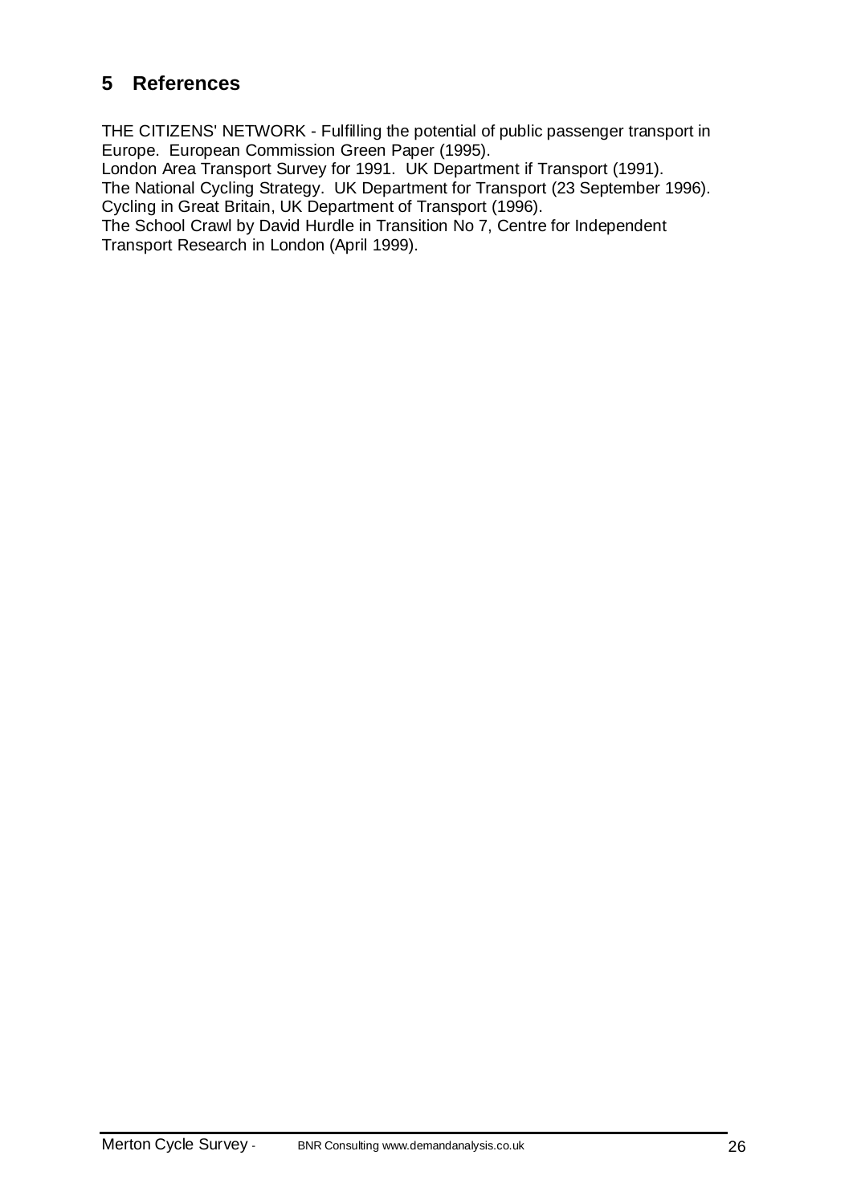# 5 References

THE CITIZENS' NETWORK - Fulfilling the potential of public passenger transport in Europe. European Commission Green Paper (1995).

London Area Transport Survey for 1991. UK Department if Transport (1991).

The National Cycling Strategy. UK Department for Transport (23 September 1996).

Cycling in Great Britain, UK Department of Transport (1996).

The School Crawl by David Hurdle in Transition No 7, Centre for Independent Transport Research in London (April 1999).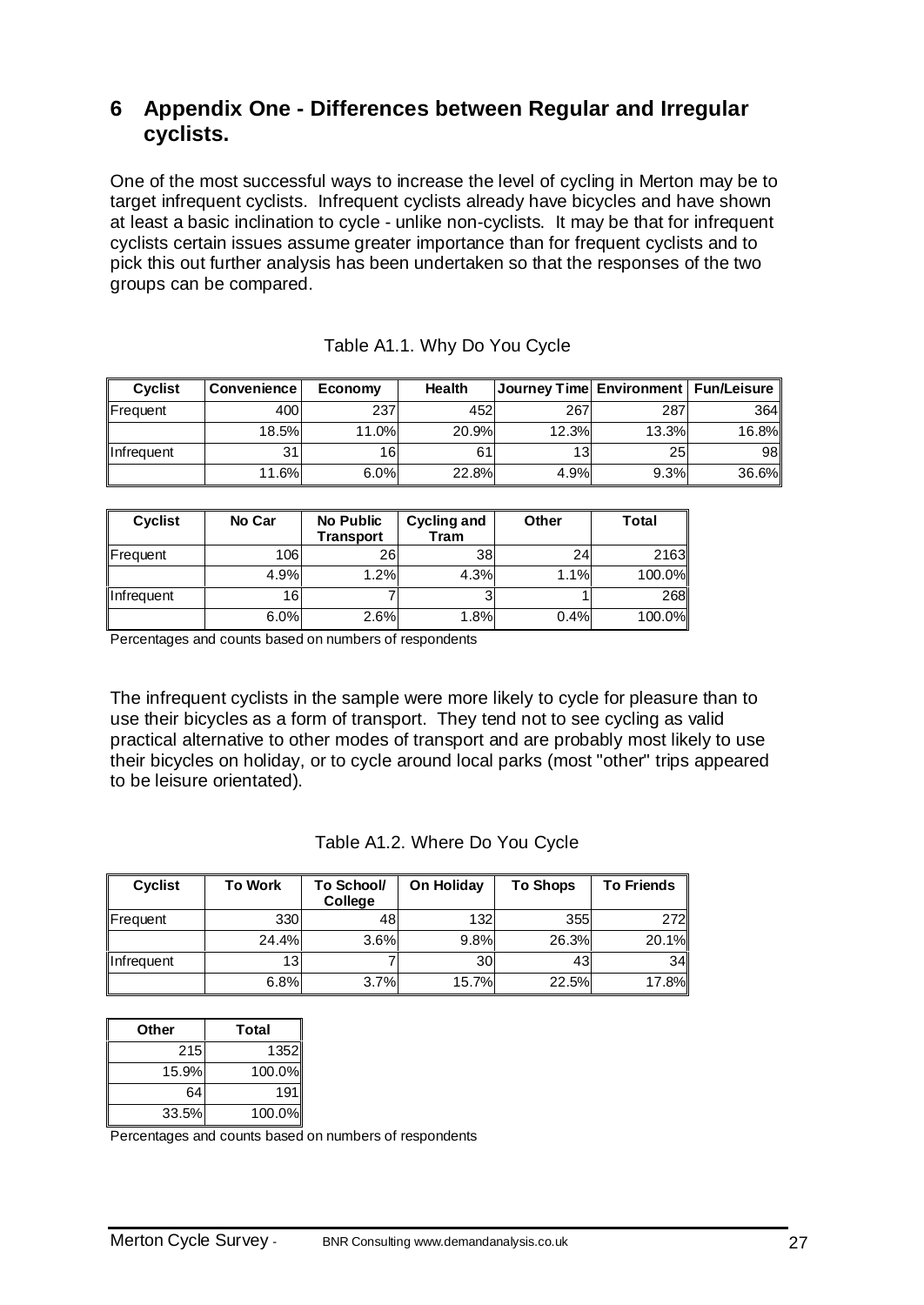# 6 Appendix One - Differences between Regular and Irregular cyclists.

One of the most successful ways to increase the level of cycling in Merton may be to target infrequent cyclists. Infrequent cyclists already have bicycles and have shown at least a basic inclination to cycle - unlike non-cyclists. It may be that for infrequent cyclists certain issues assume greater importance than for frequent cyclists and to pick this out further analysis has been undertaken so that the responses of the two groups can be compared.

Table A1.1. Why Do You Cycle

| Cyclist | Convenience | Economy | Health | Journey Time | Environment | Fun/Leisure |
|---|---|---|---|---|---|---|
| Frequent | 400 | 237 | 452 | 267 | 287 | 364 |
| | 18.5% | 11.0% | 20.9% | 12.3% | 13.3% | 16.8% |
| Infrequent | 31 | 16 | 61 | 13 | 25 | 98 |
| | 11.6% | 6.0% | 22.8% | 4.9% | 9.3% | 36.6% |

| Cyclist | No Car | No Public Transport | Cycling and Tram | Other | Total |
|---|---|---|---|---|---|
| Frequent | 106 | 26 | 38 | 24 | 2163 |
| | 4.9% | 1.2% | 4.3% | 1.1% | 100.0% |
| Infrequent | 16 | 7 | 3 | 1 | 268 |
| | 6.0% | 2.6% | 1.8% | 0.4% | 100.0% |

Percentages and counts based on numbers of respondents

The infrequent cyclists in the sample were more likely to cycle for pleasure than to use their bicycles as a form of transport. They tend not to see cycling as valid practical alternative to other modes of transport and are probably most likely to use their bicycles on holiday, or to cycle around local parks (most "other" trips appeared to be leisure orientated).

Table A1.2. Where Do You Cycle

| Cyclist | To Work | To School/ College | On Holiday | To Shops | To Friends |
|---|---|---|---|---|---|
| Frequent | 330 | 48 | 132 | 355 | 272 |
| | 24.4% | 3.6% | 9.8% | 26.3% | 20.1% |
| Infrequent | 13 | 7 | 30 | 43 | 34 |
| | 6.8% | 3.7% | 15.7% | 22.5% | 17.8% |

| Other | Total |
|---|---|
| 215 | 1352 |
| 15.9% | 100.0% |
| 64 | 191 |
| 33.5% | 100.0% |

Percentages and counts based on numbers of respondents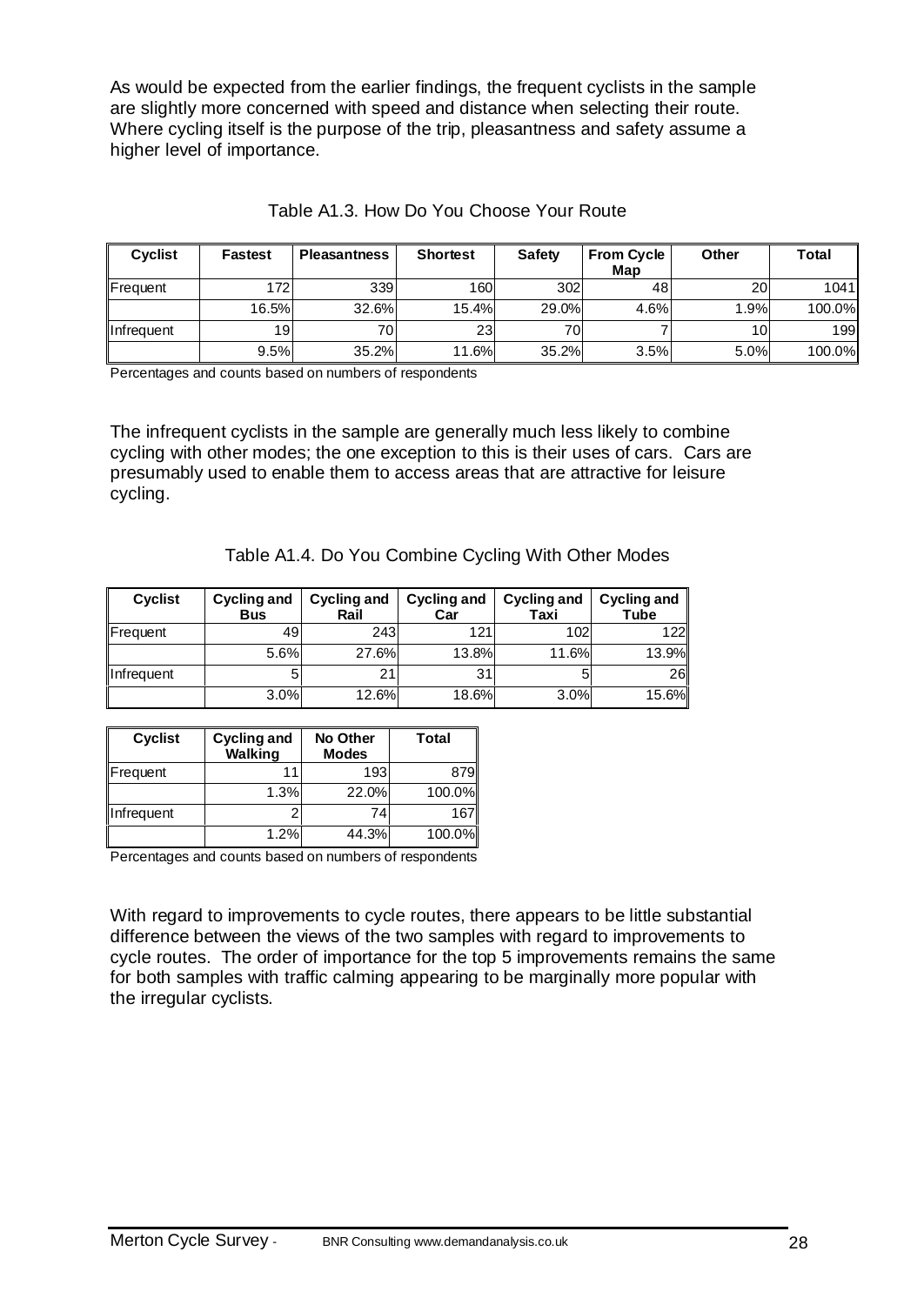As would be expected from the earlier findings, the frequent cyclists in the sample are slightly more concerned with speed and distance when selecting their route. Where cycling itself is the purpose of the trip, pleasantness and safety assume a higher level of importance.

Table A1.3. How Do You Choose Your Route

| Cyclist | Fastest | Pleasantness | Shortest | Safety | From Cycle Map | Other | Total |
|---|---|---|---|---|---|---|---|
| Frequent | 172 | 339 | 160 | 302 | 48 | 20 | 1041 |
| | 16.5% | 32.6% | 15.4% | 29.0% | 4.6% | 1.9% | 100.0% |
| Infrequent | 19 | 70 | 23 | 70 | 7 | 10 | 199 |
| | 9.5% | 35.2% | 11.6% | 35.2% | 3.5% | 5.0% | 100.0% |

Percentages and counts based on numbers of respondents

The infrequent cyclists in the sample are generally much less likely to combine cycling with other modes; the one exception to this is their uses of cars. Cars are presumably used to enable them to access areas that are attractive for leisure cycling.

Table A1.4. Do You Combine Cycling With Other Modes

| Cyclist | Cycling and Bus | Cycling and Rail | Cycling and Car | Cycling and Taxi | Cycling and Tube |
|---|---|---|---|---|---|
| Frequent | 49 | 243 | 121 | 102 | 122 |
| | 5.6% | 27.6% | 13.8% | 11.6% | 13.9% |
| Infrequent | 5 | 21 | 31 | 5 | 26 |
| | 3.0% | 12.6% | 18.6% | 3.0% | 15.6% |

| Cyclist | Cycling and Walking | No Other Modes | Total |
|---|---|---|---|
| Frequent | 11 | 193 | 879 |
| | 1.3% | 22.0% | 100.0% |
| Infrequent | 2 | 74 | 167 |
| | 1.2% | 44.3% | 100.0% |

Percentages and counts based on numbers of respondents

With regard to improvements to cycle routes, there appears to be little substantial difference between the views of the two samples with regard to improvements to cycle routes. The order of importance for the top 5 improvements remains the same for both samples with traffic calming appearing to be marginally more popular with the irregular cyclists.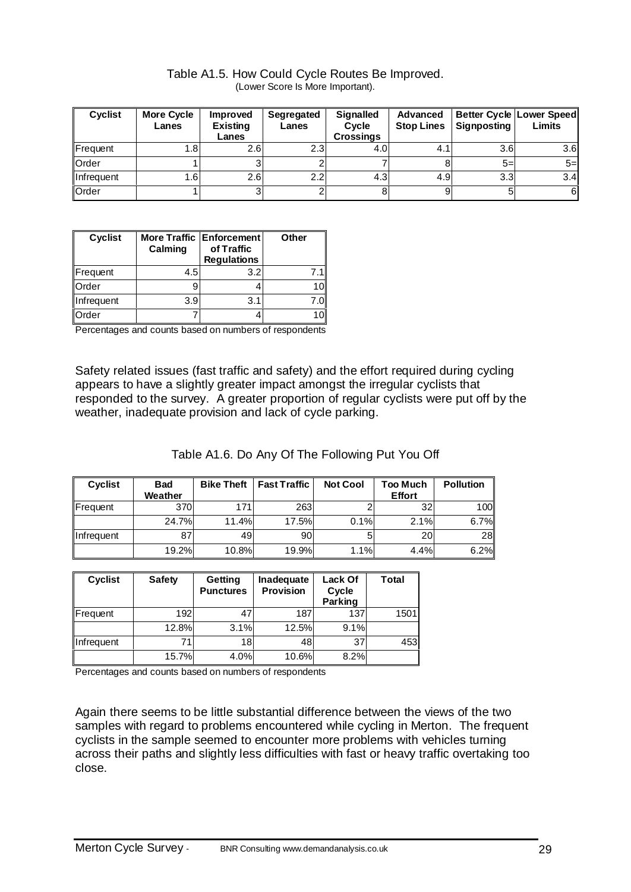Table A1.5. How Could Cycle Routes Be Improved.
(Lower Score Is More Important).

| Cyclist | More Cycle Lanes | Improved Existing Lanes | Segregated Lanes | Signalled Cycle Crossings | Advanced Stop Lines | Better Cycle Signposting | Lower Speed Limits |
|---|---|---|---|---|---|---|---|
| Frequent | 1.8 | 2.6 | 2.3 | 4.0 | 4.1 | 3.6 | 3.6 |
| Order | 1 | 3 | 2 | 7 | 8 | 5= | 5= |
| Infrequent | 1.6 | 2.6 | 2.2 | 4.3 | 4.9 | 3.3 | 3.4 |
| Order | 1 | 3 | 2 | 8 | 9 | 5 | 6 |

| Cyclist | More Traffic Calming | Enforcement of Traffic Regulations | Other |
|---|---|---|---|
| Frequent | 4.5 | 3.2 | 7.1 |
| Order | 9 | 4 | 10 |
| Infrequent | 3.9 | 3.1 | 7.0 |
| Order | 7 | 4 | 10 |

Percentages and counts based on numbers of respondents

Safety related issues (fast traffic and safety) and the effort required during cycling appears to have a slightly greater impact amongst the irregular cyclists that responded to the survey. A greater proportion of regular cyclists were put off by the weather, inadequate provision and lack of cycle parking.

Table A1.6. Do Any Of The Following Put You Off

| Cyclist | Bad Weather | Bike Theft | Fast Traffic | Not Cool | Too Much Effort | Pollution |
|---|---|---|---|---|---|---|
| Frequent | 370 | 171 | 263 | 2 | 32 | 100 |
| | 24.7% | 11.4% | 17.5% | 0.1% | 2.1% | 6.7% |
| Infrequent | 87 | 49 | 90 | 5 | 20 | 28 |
| | 19.2% | 10.8% | 19.9% | 1.1% | 4.4% | 6.2% |

| Cyclist | Safety | Getting Punctures | Inadequate Provision | Lack Of Cycle Parking | Total |
|---|---|---|---|---|---|
| Frequent | 192 | 47 | 187 | 137 | 1501 |
| | 12.8% | 3.1% | 12.5% | 9.1% | |
| Infrequent | 71 | 18 | 48 | 37 | 453 |
| | 15.7% | 4.0% | 10.6% | 8.2% | |

Percentages and counts based on numbers of respondents

Again there seems to be little substantial difference between the views of the two samples with regard to problems encountered while cycling in Merton. The frequent cyclists in the sample seemed to encounter more problems with vehicles turning across their paths and slightly less difficulties with fast or heavy traffic overtaking too close.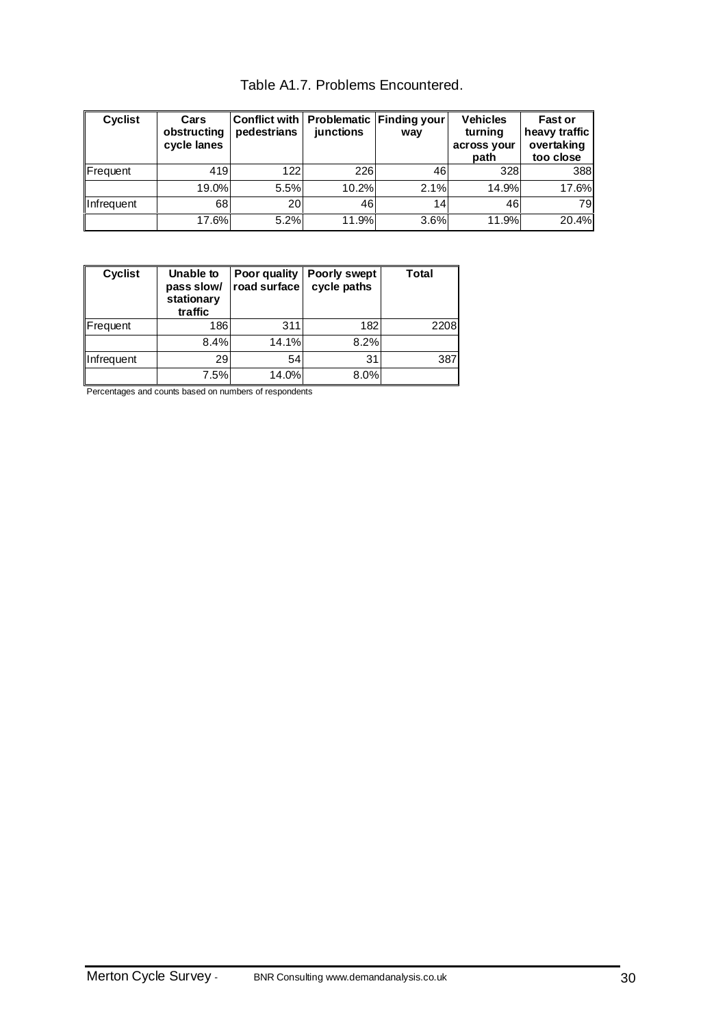Table A1.7. Problems Encountered.

| Cyclist | Cars obstructing cycle lanes | Conflict with pedestrians | Problematic junctions | Finding your way | Vehicles turning across your path | Fast or heavy traffic overtaking too close |
|---|---|---|---|---|---|---|
| Frequent | 419 | 122 | 226 | 46 | 328 | 388 |
| | 19.0% | 5.5% | 10.2% | 2.1% | 14.9% | 17.6% |
| Infrequent | 68 | 20 | 46 | 14 | 46 | 79 |
| | 17.6% | 5.2% | 11.9% | 3.6% | 11.9% | 20.4% |

| Cyclist | Unable to pass slow/ stationary traffic | Poor quality road surface | Poorly swept cycle paths | Total |
|---|---|---|---|---|
| Frequent | 186 | 311 | 182 | 2208 |
| | 8.4% | 14.1% | 8.2% | |
| Infrequent | 29 | 54 | 31 | 387 |
| | 7.5% | 14.0% | 8.0% | |

Percentages and counts based on numbers of respondents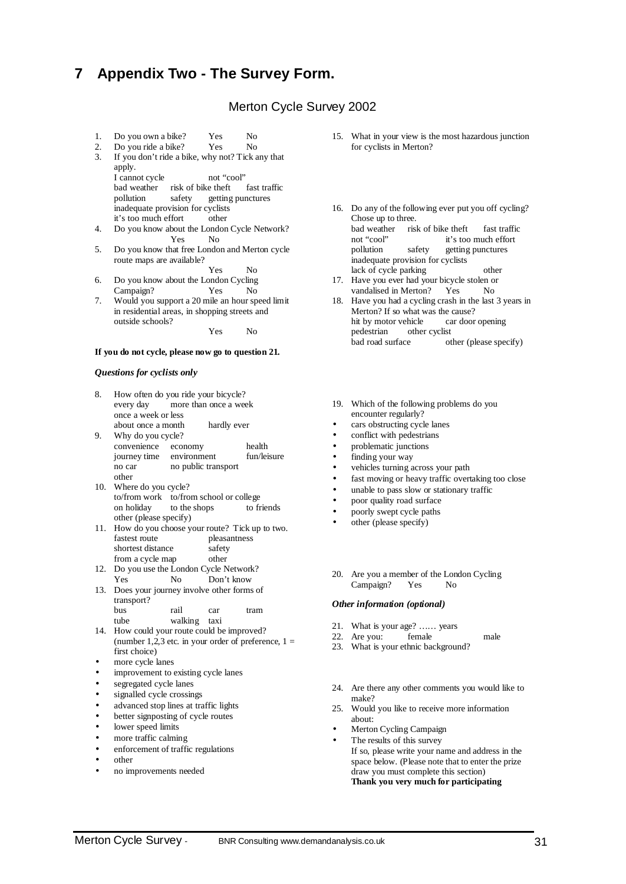# 7 Appendix Two - The Survey Form.

## Merton Cycle Survey 2002

1. Do you own a bike? Yes No
2. Do you ride a bike? Yes No
3. If you don't ride a bike, why not? Tick any that apply.
   I cannot cycle not "cool"
   bad weather risk of bike theft fast traffic
   pollution safety getting punctures
   inadequate provision for cyclists
   it's too much effort other
4. Do you know about the London Cycle Network?
   Yes No
5. Do you know that free London and Merton cycle route maps are available?
   Yes No
6. Do you know about the London Cycling Campaign? Yes No
7. Would you support a 20 mile an hour speed limit in residential areas, in shopping streets and outside schools?
   Yes No

**If you do not cycle, please now go to question 21.**

***Questions for cyclists only***

8. How often do you ride your bicycle?
   every day more than once a week
   once a week or less
   about once a month hardly ever
9. Why do you cycle?
   convenience economy health
   journey time environment fun/leisure
   no car no public transport
   other
10. Where do you cycle?
    to/from work to/from school or college
    on holiday to the shops to friends
    other (please specify)
11. How do you choose your route? Tick up to two.
    fastest route pleasantness
    shortest distance safety
    from a cycle map other
12. Do you use the London Cycle Network?
    Yes No Don't know
13. Does your journey involve other forms of transport?
    bus rail car tram
    tube walking taxi
14. How could your route could be improved? (number 1,2,3 etc. in your order of preference, 1 = first choice)

- more cycle lanes
- improvement to existing cycle lanes
- segregated cycle lanes
- signalled cycle crossings
- advanced stop lines at traffic lights
- better signposting of cycle routes
- lower speed limits
- more traffic calming
- enforcement of traffic regulations
- other
- no improvements needed

15. What in your view is the most hazardous junction for cyclists in Merton?

16. Do any of the following ever put you off cycling? Chose up to three.
    bad weather risk of bike theft fast traffic
    not "cool" it's too much effort
    pollution safety getting punctures
    inadequate provision for cyclists
    lack of cycle parking other
17. Have you ever had your bicycle stolen or vandalised in Merton? Yes No
18. Have you had a cycling crash in the last 3 years in Merton? If so what was the cause?
    hit by motor vehicle car door opening
    pedestrian other cyclist
    bad road surface other (please specify)

19. Which of the following problems do you encounter regularly?

- cars obstructing cycle lanes
- conflict with pedestrians
- problematic junctions
- finding your way
- vehicles turning across your path
- fast moving or heavy traffic overtaking too close
- unable to pass slow or stationary traffic
- poor quality road surface
- poorly swept cycle paths
- other (please specify)

20. Are you a member of the London Cycling Campaign? Yes No

***Other information (optional)***

21. What is your age? …… years
22. Are you: female male
23. What is your ethnic background?

24. Are there any other comments you would like to make?
25. Would you like to receive more information about:

- Merton Cycling Campaign
- The results of this survey
  If so, please write your name and address in the space below. (Please note that to enter the prize draw you must complete this section)
  **Thank you very much for participating**